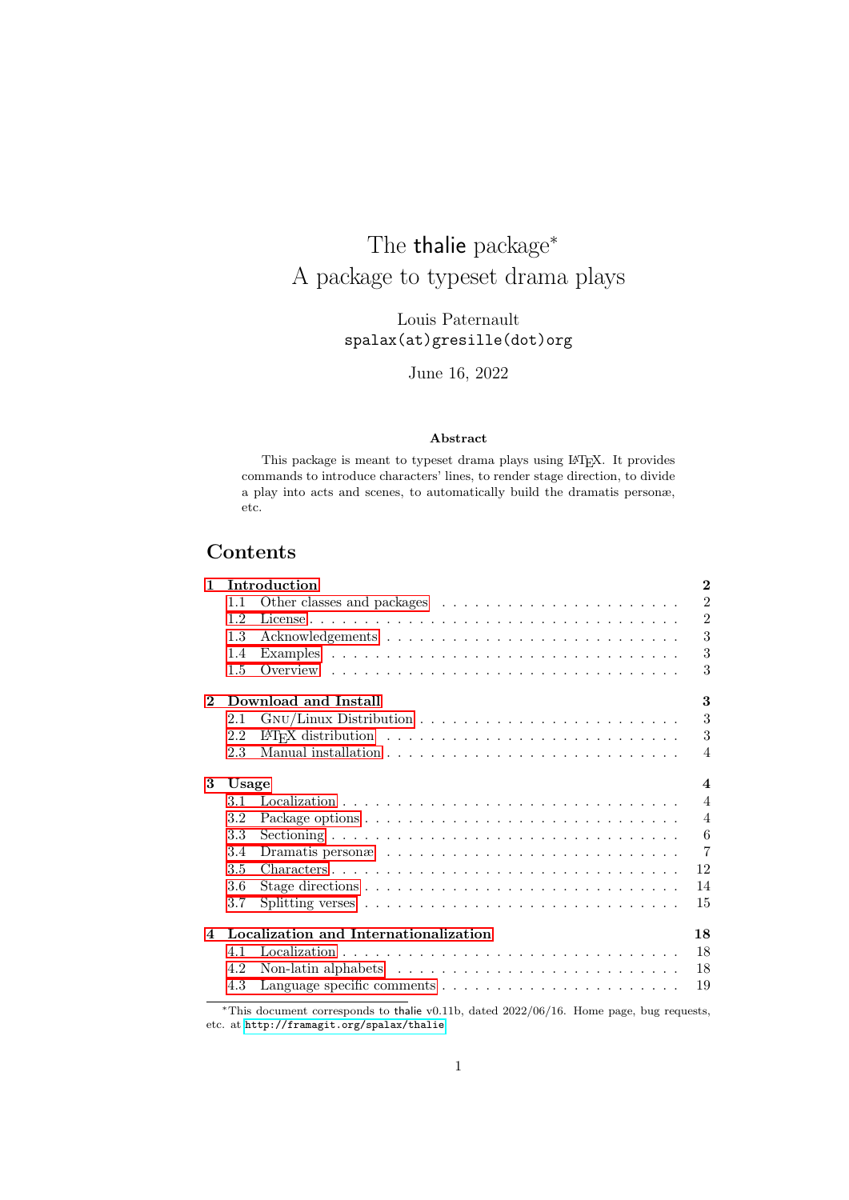# The thalie package*
# A package to typeset drama plays

Louis Paternault
spalax(at)gresille(dot)org

June 16, 2022

**Abstract**

This package is meant to typeset drama plays using LaTeX. It provides commands to introduce characters' lines, to render stage direction, to divide a play into acts and scenes, to automatically build the dramatis personæ, etc.

## Contents

**1 Introduction** — **2**
- 1.1 Other classes and packages — 2
- 1.2 License — 2
- 1.3 Acknowledgements — 3
- 1.4 Examples — 3
- 1.5 Overview — 3

**2 Download and Install** — **3**
- 2.1 GNU/Linux Distribution — 3
- 2.2 LaTeX distribution — 3
- 2.3 Manual installation — 4

**3 Usage** — **4**
- 3.1 Localization — 4
- 3.2 Package options — 4
- 3.3 Sectioning — 6
- 3.4 Dramatis personæ — 7
- 3.5 Characters — 12
- 3.6 Stage directions — 14
- 3.7 Splitting verses — 15

**4 Localization and Internationalization** — **18**
- 4.1 Localization — 18
- 4.2 Non-latin alphabets — 18
- 4.3 Language specific comments — 19

*This document corresponds to thalie v0.11b, dated 2022/06/16. Home page, bug requests, etc. at http://framagit.org/spalax/thalie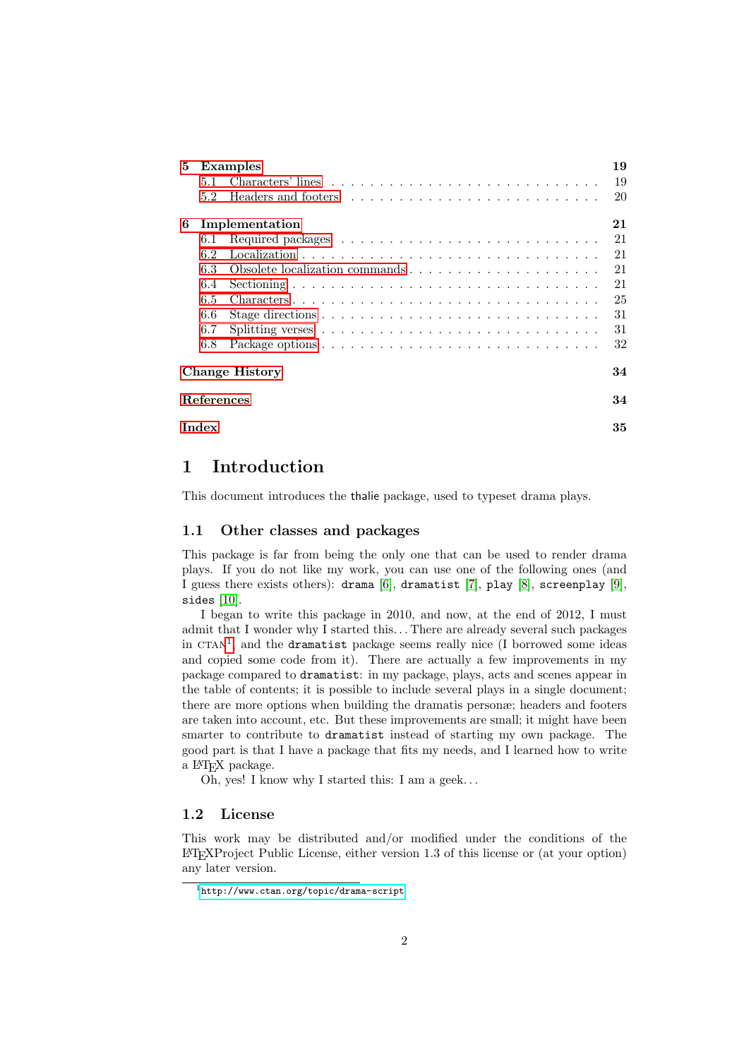**5 Examples** **19**
- 5.1 Characters' lines . . . . . . . . . . 19
- 5.2 Headers and footers . . . . . . . . . . 20

**6 Implementation** **21**
- 6.1 Required packages . . . . . . . . . . 21
- 6.2 Localization . . . . . . . . . . 21
- 6.3 Obsolete localization commands . . . . . . . . . . 21
- 6.4 Sectioning . . . . . . . . . . 21
- 6.5 Characters . . . . . . . . . . 25
- 6.6 Stage directions . . . . . . . . . . 31
- 6.7 Splitting verses . . . . . . . . . . 31
- 6.8 Package options . . . . . . . . . . 32

**Change History** **34**

**References** **34**

**Index** **35**

# 1 Introduction

This document introduces the thalie package, used to typeset drama plays.

## 1.1 Other classes and packages

This package is far from being the only one that can be used to render drama plays. If you do not like my work, you can use one of the following ones (and I guess there exists others): `drama` [6], `dramatist` [7], `play` [8], `screenplay` [9], `sides` [10].

I began to write this package in 2010, and now, at the end of 2012, I must admit that I wonder why I started this… There are already several such packages in CTAN[1], and the `dramatist` package seems really nice (I borrowed some ideas and copied some code from it). There are actually a few improvements in my package compared to `dramatist`: in my package, plays, acts and scenes appear in the table of contents; it is possible to include several plays in a single document; there are more options when building the dramatis personæ; headers and footers are taken into account, etc. But these improvements are small; it might have been smarter to contribute to `dramatist` instead of starting my own package. The good part is that I have a package that fits my needs, and I learned how to write a LaTeX package.

Oh, yes! I know why I started this: I am a geek…

## 1.2 License

This work may be distributed and/or modified under the conditions of the LaTeXProject Public License, either version 1.3 of this license or (at your option) any later version.

---

[1] `http://www.ctan.org/topic/drama-script`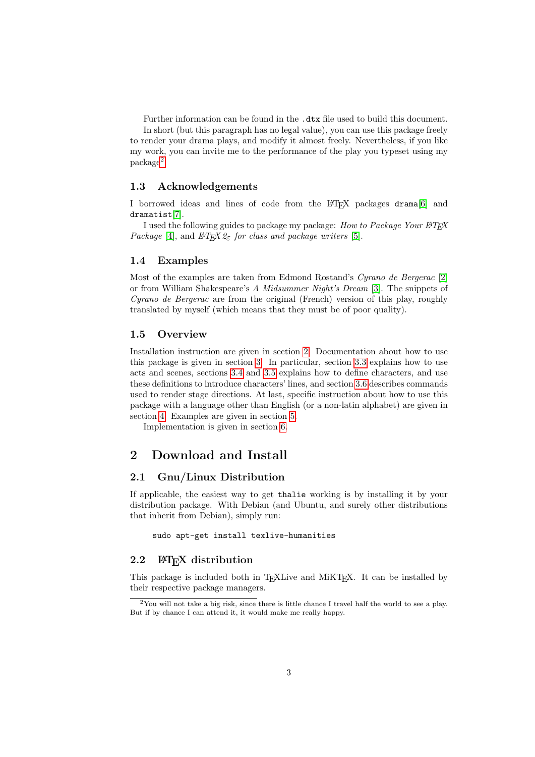Further information can be found in the `.dtx` file used to build this document.

In short (but this paragraph has no legal value), you can use this package freely to render your drama plays, and modify it almost freely. Nevertheless, if you like my work, you can invite me to the performance of the play you typeset using my package[2].

### 1.3 Acknowledgements

I borrowed ideas and lines of code from the LaTeX packages `drama`[6] and `dramatist`[7].

I used the following guides to package my package: *How to Package Your LaTeX Package* [4], and *LaTeX 2ε for class and package writers* [5].

### 1.4 Examples

Most of the examples are taken from Edmond Rostand's *Cyrano de Bergerac* [2] or from William Shakespeare's *A Midsummer Night's Dream* [3]. The snippets of *Cyrano de Bergerac* are from the original (French) version of this play, roughly translated by myself (which means that they must be of poor quality).

### 1.5 Overview

Installation instruction are given in section 2. Documentation about how to use this package is given in section 3. In particular, section 3.3 explains how to use acts and scenes, sections 3.4 and 3.5 explains how to define characters, and use these definitions to introduce characters' lines, and section 3.6 describes commands used to render stage directions. At last, specific instruction about how to use this package with a language other than English (or a non-latin alphabet) are given in section 4. Examples are given in section 5.

Implementation is given in section 6.

## 2 Download and Install

### 2.1 Gnu/Linux Distribution

If applicable, the easiest way to get `thalie` working is by installing it by your distribution package. With Debian (and Ubuntu, and surely other distributions that inherit from Debian), simply run:

```
sudo apt-get install texlive-humanities
```

### 2.2 LaTeX distribution

This package is included both in TeXLive and MiKTeX. It can be installed by their respective package managers.

[2]You will not take a big risk, since there is little chance I travel half the world to see a play. But if by chance I can attend it, it would make me really happy.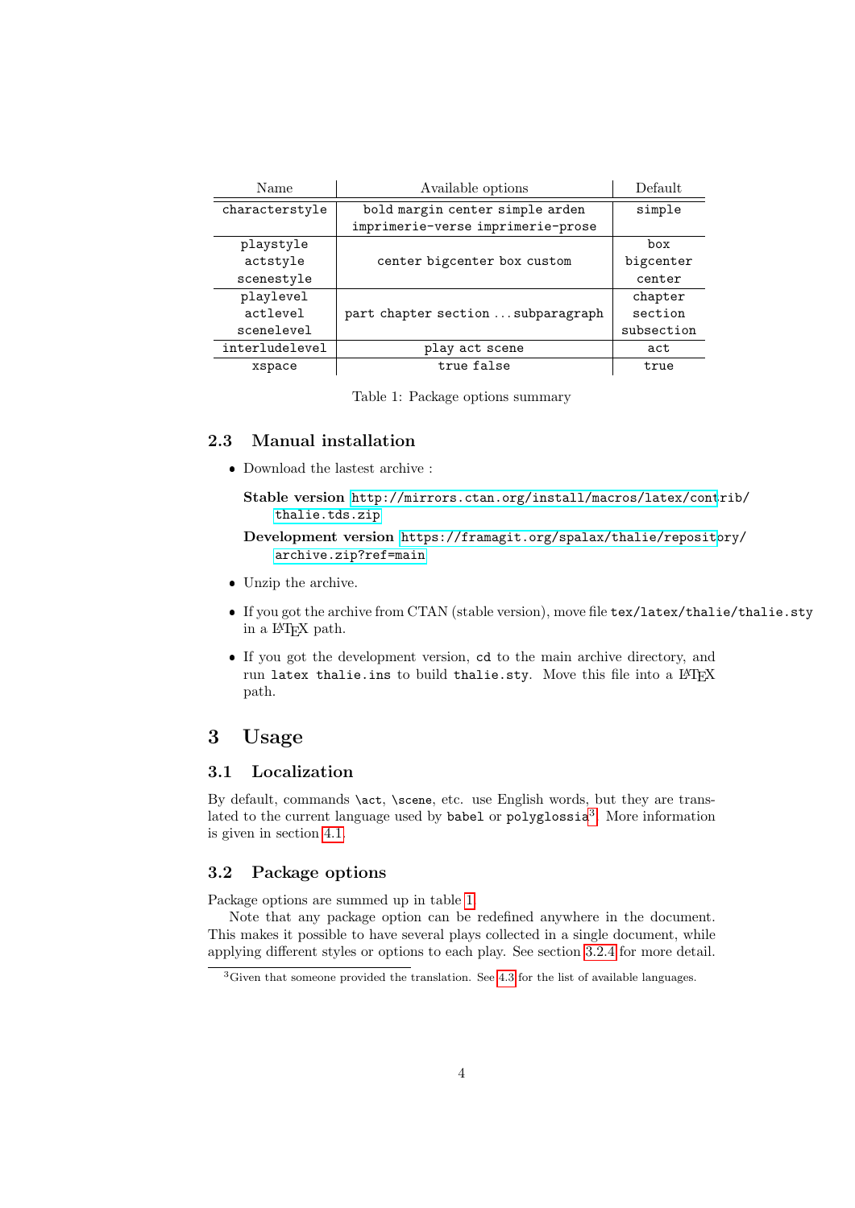| Name | Available options | Default |
|---|---|---|
| `characterstyle` | `bold margin center simple arden imprimerie-verse imprimerie-prose` | `simple` |
| `playstyle` `actstyle` `scenestyle` | `center bigcenter box custom` | `box` `bigcenter` `center` |
| `playlevel` `actlevel` `scenelevel` | `part chapter section` ... `subparagraph` | `chapter` `section` `subsection` |
| `interludelevel` | `play act scene` | `act` |
| `xspace` | `true false` | `true` |

Table 1: Package options summary

### 2.3 Manual installation

- Download the lastest archive :

  **Stable version** `http://mirrors.ctan.org/install/macros/latex/contrib/thalie.tds.zip`

  **Development version** `https://framagit.org/spalax/thalie/repository/archive.zip?ref=main`

- Unzip the archive.

- If you got the archive from CTAN (stable version), move file `tex/latex/thalie/thalie.sty` in a LaTeX path.

- If you got the development version, `cd` to the main archive directory, and run `latex thalie.ins` to build `thalie.sty`. Move this file into a LaTeX path.

## 3 Usage

### 3.1 Localization

By default, commands `\act`, `\scene`, etc. use English words, but they are translated to the current language used by `babel` or `polyglossia`[3]. More information is given in section 4.1.

### 3.2 Package options

Package options are summed up in table 1.

Note that any package option can be redefined anywhere in the document. This makes it possible to have several plays collected in a single document, while applying different styles or options to each play. See section 3.2.4 for more detail.

[3]Given that someone provided the translation. See 4.3 for the list of available languages.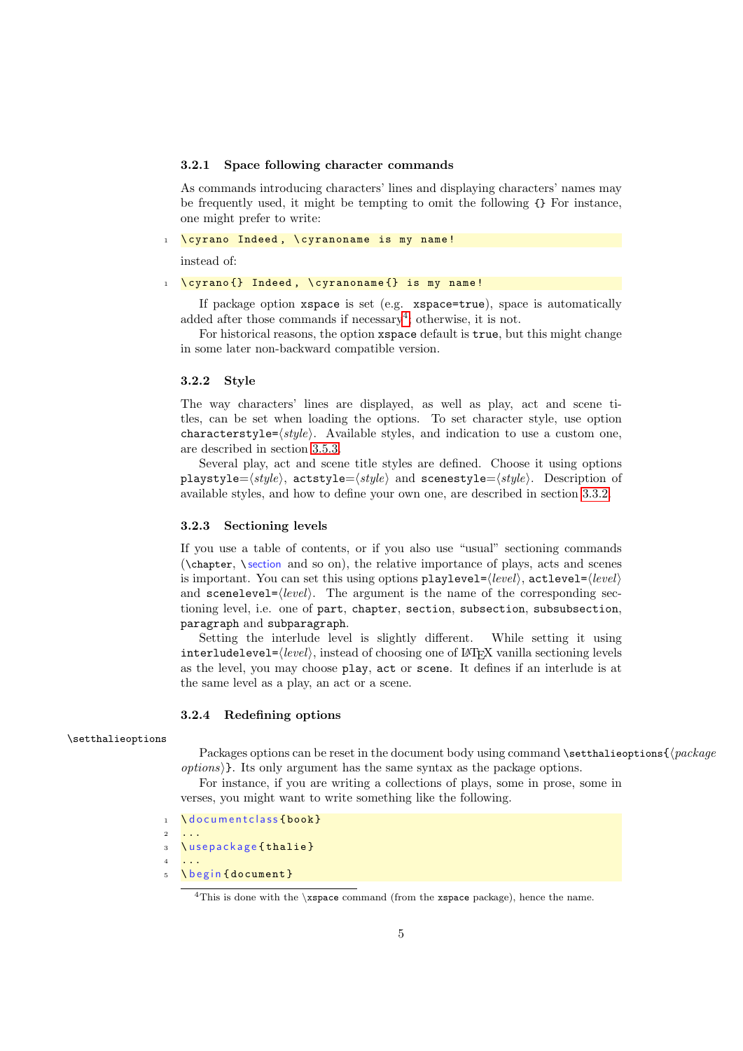### 3.2.1 Space following character commands

As commands introducing characters' lines and displaying characters' names may be frequently used, it might be tempting to omit the following `{}` For instance, one might prefer to write:

```
\cyrano Indeed, \cyranoname is my name!
```

instead of:

```
\cyrano{} Indeed, \cyranoname{} is my name!
```

If package option `xspace` is set (e.g. `xspace=true`), space is automatically added after those commands if necessary[4]; otherwise, it is not.

For historical reasons, the option `xspace` default is `true`, but this might change in some later non-backward compatible version.

### 3.2.2 Style

The way characters' lines are displayed, as well as play, act and scene titles, can be set when loading the options. To set character style, use option `characterstyle=`⟨*style*⟩. Available styles, and indication to use a custom one, are described in section 3.5.3.

Several play, act and scene title styles are defined. Choose it using options `playstyle=`⟨*style*⟩, `actstyle=`⟨*style*⟩ and `scenestyle=`⟨*style*⟩. Description of available styles, and how to define your own one, are described in section 3.3.2.

### 3.2.3 Sectioning levels

If you use a table of contents, or if you also use "usual" sectioning commands (`\chapter`, `\section` and so on), the relative importance of plays, acts and scenes is important. You can set this using options `playlevel=`⟨*level*⟩, `actlevel=`⟨*level*⟩ and `scenelevel=`⟨*level*⟩. The argument is the name of the corresponding sectioning level, i.e. one of `part`, `chapter`, `section`, `subsection`, `subsubsection`, `paragraph` and `subparagraph`.

Setting the interlude level is slightly different. While setting it using `interludelevel=`⟨*level*⟩, instead of choosing one of LaTeX vanilla sectioning levels as the level, you may choose `play`, `act` or `scene`. It defines if an interlude is at the same level as a play, an act or a scene.

### 3.2.4 Redefining options

`\setthalieoptions`

Packages options can be reset in the document body using command `\setthalieoptions{`⟨*package options*⟩`}`. Its only argument has the same syntax as the package options.

For instance, if you are writing a collections of plays, some in prose, some in verses, you might want to write something like the following.

```
\documentclass{book}
...
\usepackage{thalie}
...
\begin{document}
```

[4] This is done with the `\xspace` command (from the `xspace` package), hence the name.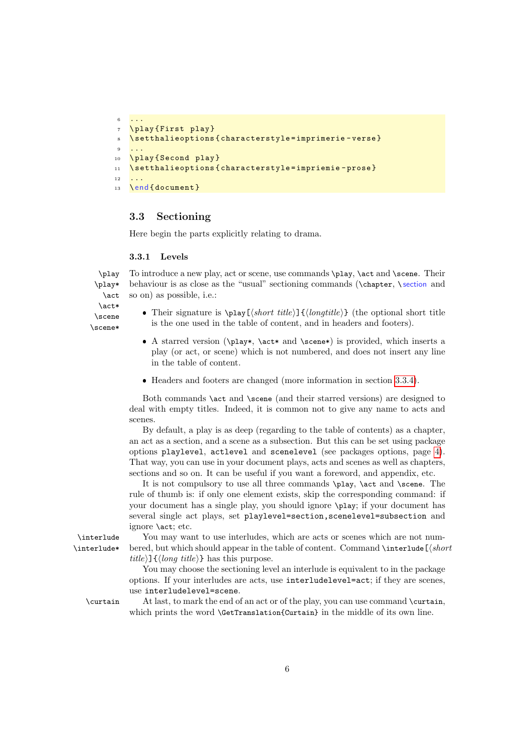```
...
\play{First play}
\setthalieoptions{characterstyle=imprimerie-verse}
...
\play{Second play}
\setthalieoptions{characterstyle=impriemie-prose}
...
\end{document}
```

## 3.3 Sectioning

Here begin the parts explicitly relating to drama.

### 3.3.1 Levels

`\play` `\play*` `\act` `\act*` `\scene` `\scene*`

To introduce a new play, act or scene, use commands `\play`, `\act` and `\scene`. Their behaviour is as close as the "usual" sectioning commands (`\chapter`, `\section` and so on) as possible, i.e.:

- Their signature is `\play[`⟨*short title*⟩`]{`⟨*longtitle*⟩`}` (the optional short title is the one used in the table of content, and in headers and footers).
- A starred version (`\play*`, `\act*` and `\scene*`) is provided, which inserts a play (or act, or scene) which is not numbered, and does not insert any line in the table of content.
- Headers and footers are changed (more information in section 3.3.4).

Both commands `\act` and `\scene` (and their starred versions) are designed to deal with empty titles. Indeed, it is common not to give any name to acts and scenes.

By default, a play is as deep (regarding to the table of contents) as a chapter, an act as a section, and a scene as a subsection. But this can be set using package options `playlevel`, `actlevel` and `scenelevel` (see packages options, page 4). That way, you can use in your document plays, acts and scenes as well as chapters, sections and so on. It can be useful if you want a foreword, and appendix, etc.

It is not compulsory to use all three commands `\play`, `\act` and `\scene`. The rule of thumb is: if only one element exists, skip the corresponding command: if your document has a single play, you should ignore `\play`; if your document has several single act plays, set `playlevel=section,scenelevel=subsection` and ignore `\act`; etc.

`\interlude` `\interlude*`

You may want to use interludes, which are acts or scenes which are not numbered, but which should appear in the table of content. Command `\interlude[`⟨*short title*⟩`]{`⟨*long title*⟩`}` has this purpose.

You may choose the sectioning level an interlude is equivalent to in the package options. If your interludes are acts, use `interludelevel=act`; if they are scenes, use `interludelevel=scene`.

`\curtain`

At last, to mark the end of an act or of the play, you can use command `\curtain`, which prints the word `\GetTranslation{Curtain}` in the middle of its own line.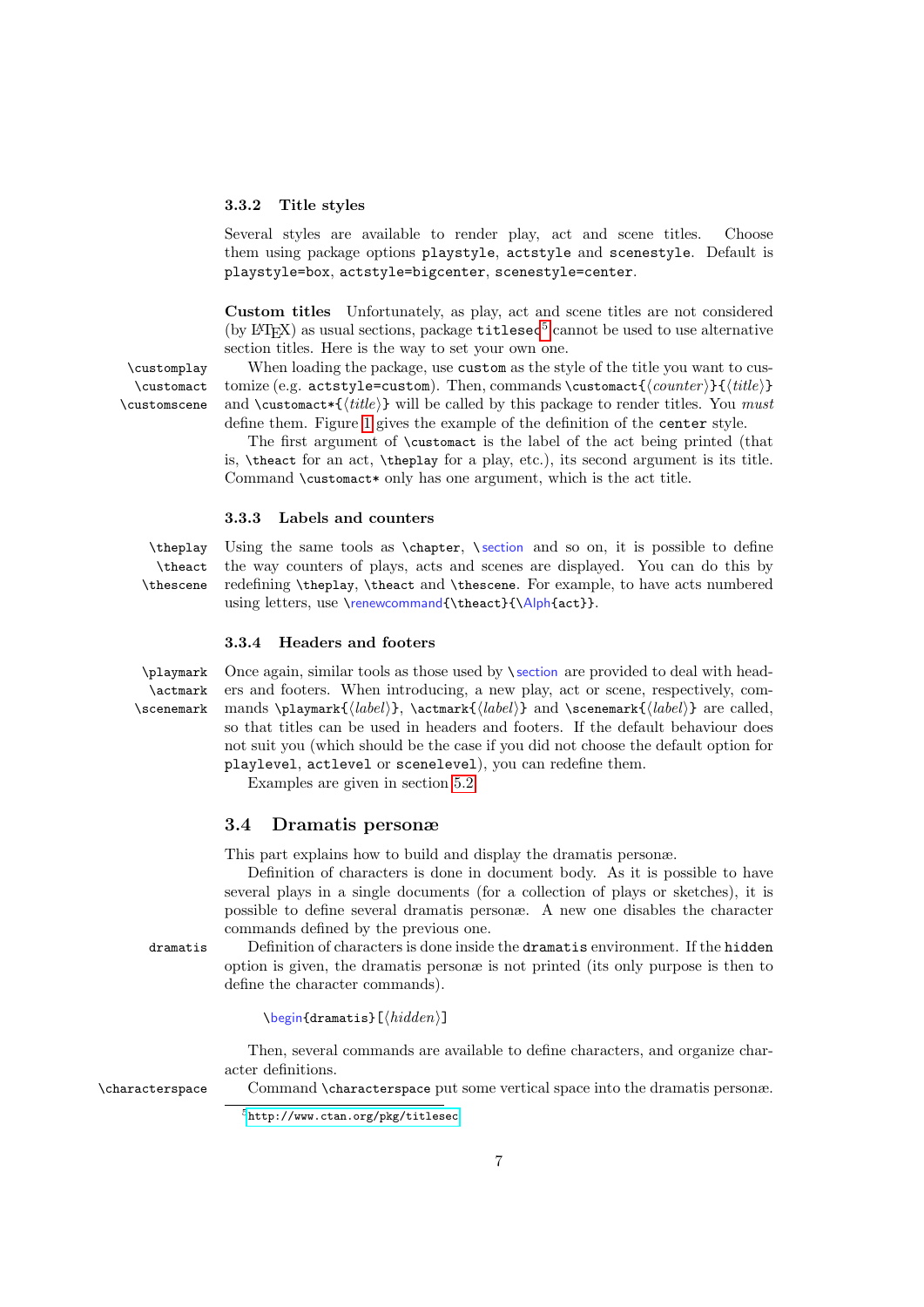### 3.3.2 Title styles

Several styles are available to render play, act and scene titles. Choose them using package options `playstyle`, `actstyle` and `scenestyle`. Default is `playstyle=box`, `actstyle=bigcenter`, `scenestyle=center`.

**Custom titles** Unfortunately, as play, act and scene titles are not considered (by LaTeX) as usual sections, package `titlesec`[5] cannot be used to use alternative section titles. Here is the way to set your own one.

`\customplay` `\customact` `\customscene` When loading the package, use `custom` as the style of the title you want to customize (e.g. `actstyle=custom`). Then, commands `\customact{⟨counter⟩}{⟨title⟩}` and `\customact*{⟨title⟩}` will be called by this package to render titles. You *must* define them. Figure 1 gives the example of the definition of the `center` style.

The first argument of `\customact` is the label of the act being printed (that is, `\theact` for an act, `\theplay` for a play, etc.), its second argument is its title. Command `\customact*` only has one argument, which is the act title.

### 3.3.3 Labels and counters

`\theplay` `\theact` `\thescene` Using the same tools as `\chapter`, `\section` and so on, it is possible to define the way counters of plays, acts and scenes are displayed. You can do this by redefining `\theplay`, `\theact` and `\thescene`. For example, to have acts numbered using letters, use `\renewcommand{\theact}{\Alph{act}}`.

### 3.3.4 Headers and footers

`\playmark` `\actmark` `\scenemark` Once again, similar tools as those used by `\section` are provided to deal with headers and footers. When introducing, a new play, act or scene, respectively, commands `\playmark{⟨label⟩}`, `\actmark{⟨label⟩}` and `\scenemark{⟨label⟩}` are called, so that titles can be used in headers and footers. If the default behaviour does not suit you (which should be the case if you did not choose the default option for `playlevel`, `actlevel` or `scenelevel`), you can redefine them.

Examples are given in section 5.2.

## 3.4 Dramatis personæ

This part explains how to build and display the dramatis personæ.

Definition of characters is done in document body. As it is possible to have several plays in a single documents (for a collection of plays or sketches), it is possible to define several dramatis personæ. A new one disables the character commands defined by the previous one.

`dramatis` Definition of characters is done inside the `dramatis` environment. If the `hidden` option is given, the dramatis personæ is not printed (its only purpose is then to define the character commands).

```
\begin{dramatis}[⟨hidden⟩]
```

Then, several commands are available to define characters, and organize character definitions.

`\characterspace` Command `\characterspace` put some vertical space into the dramatis personæ.

[5] http://www.ctan.org/pkg/titlesec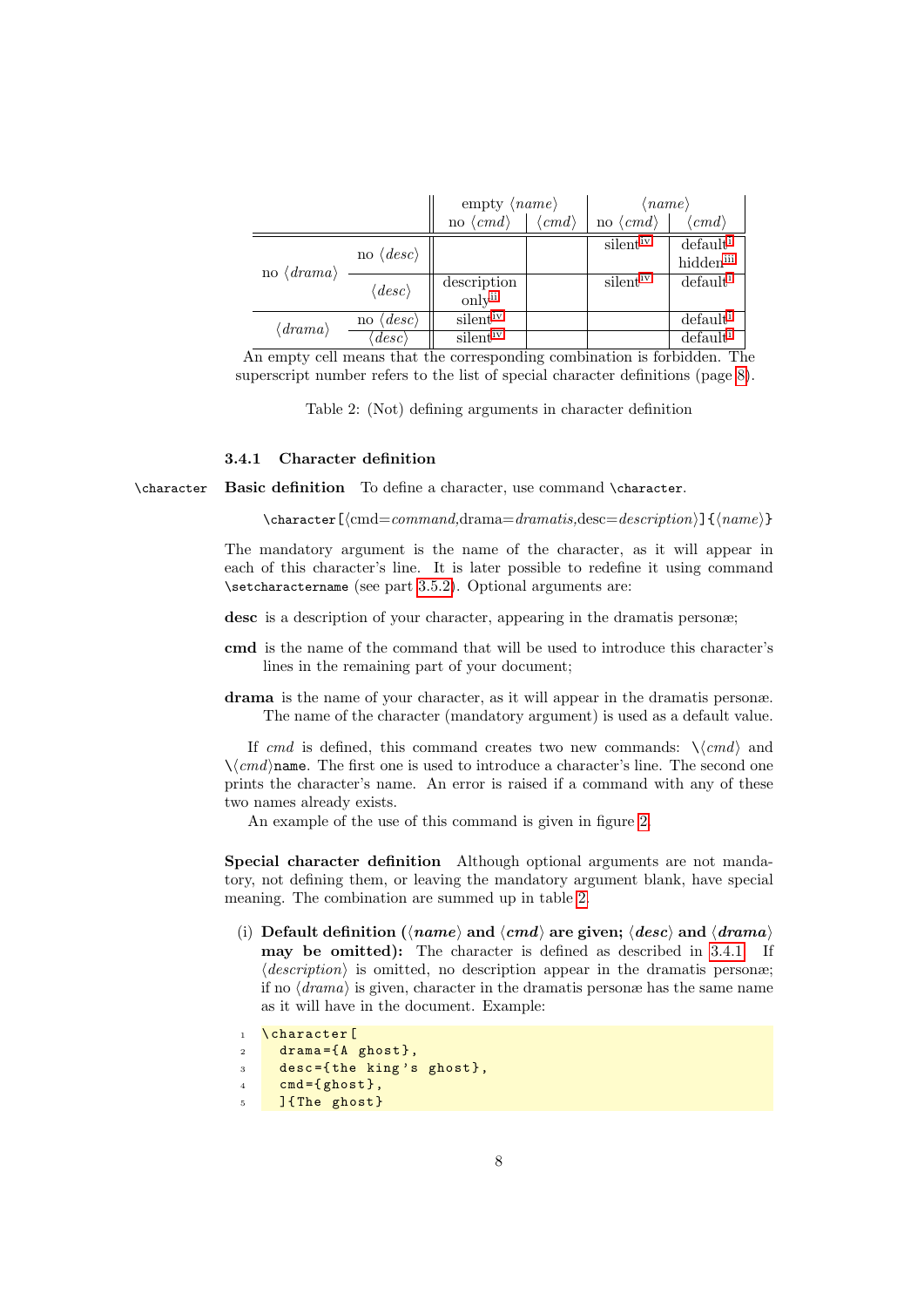| | | empty ⟨*name*⟩ | | ⟨*name*⟩ | |
|---|---|---|---|---|---|
| | | no ⟨*cmd*⟩ | ⟨*cmd*⟩ | no ⟨*cmd*⟩ | ⟨*cmd*⟩ |
| no ⟨*drama*⟩ | no ⟨*desc*⟩ | | | silent[iv] | default[i] hidden[iii] |
| | ⟨*desc*⟩ | description only[ii] | | silent[iv] | default[i] |
| ⟨*drama*⟩ | no ⟨*desc*⟩ | silent[iv] | | | default[i] |
| | ⟨*desc*⟩ | silent[iv] | | | default[i] |

An empty cell means that the corresponding combination is forbidden. The superscript number refers to the list of special character definitions (page 8).

Table 2: (Not) defining arguments in character definition

### 3.4.1 Character definition

\character **Basic definition** To define a character, use command `\character`.

`\character[`⟨cmd=*command*,drama=*dramatis*,desc=*description*⟩`]{`⟨*name*⟩`}`

The mandatory argument is the name of the character, as it will appear in each of this character's line. It is later possible to redefine it using command `\setcharactername` (see part 3.5.2). Optional arguments are:

**desc** is a description of your character, appearing in the dramatis personæ;

**cmd** is the name of the command that will be used to introduce this character's lines in the remaining part of your document;

**drama** is the name of your character, as it will appear in the dramatis personæ. The name of the character (mandatory argument) is used as a default value.

If *cmd* is defined, this command creates two new commands: \⟨*cmd*⟩ and \⟨*cmd*⟩`name`. The first one is used to introduce a character's line. The second one prints the character's name. An error is raised if a command with any of these two names already exists.

An example of the use of this command is given in figure 2.

**Special character definition** Although optional arguments are not mandatory, not defining them, or leaving the mandatory argument blank, have special meaning. The combination are summed up in table 2.

(i) **Default definition (⟨*name*⟩ and ⟨*cmd*⟩ are given; ⟨*desc*⟩ and ⟨*drama*⟩ may be omitted):** The character is defined as described in 3.4.1. If ⟨*description*⟩ is omitted, no description appear in the dramatis personæ; if no ⟨*drama*⟩ is given, character in the dramatis personæ has the same name as it will have in the document. Example:

```
\character[
  drama={A ghost},
  desc={the king's ghost},
  cmd={ghost},
  ]{The ghost}
```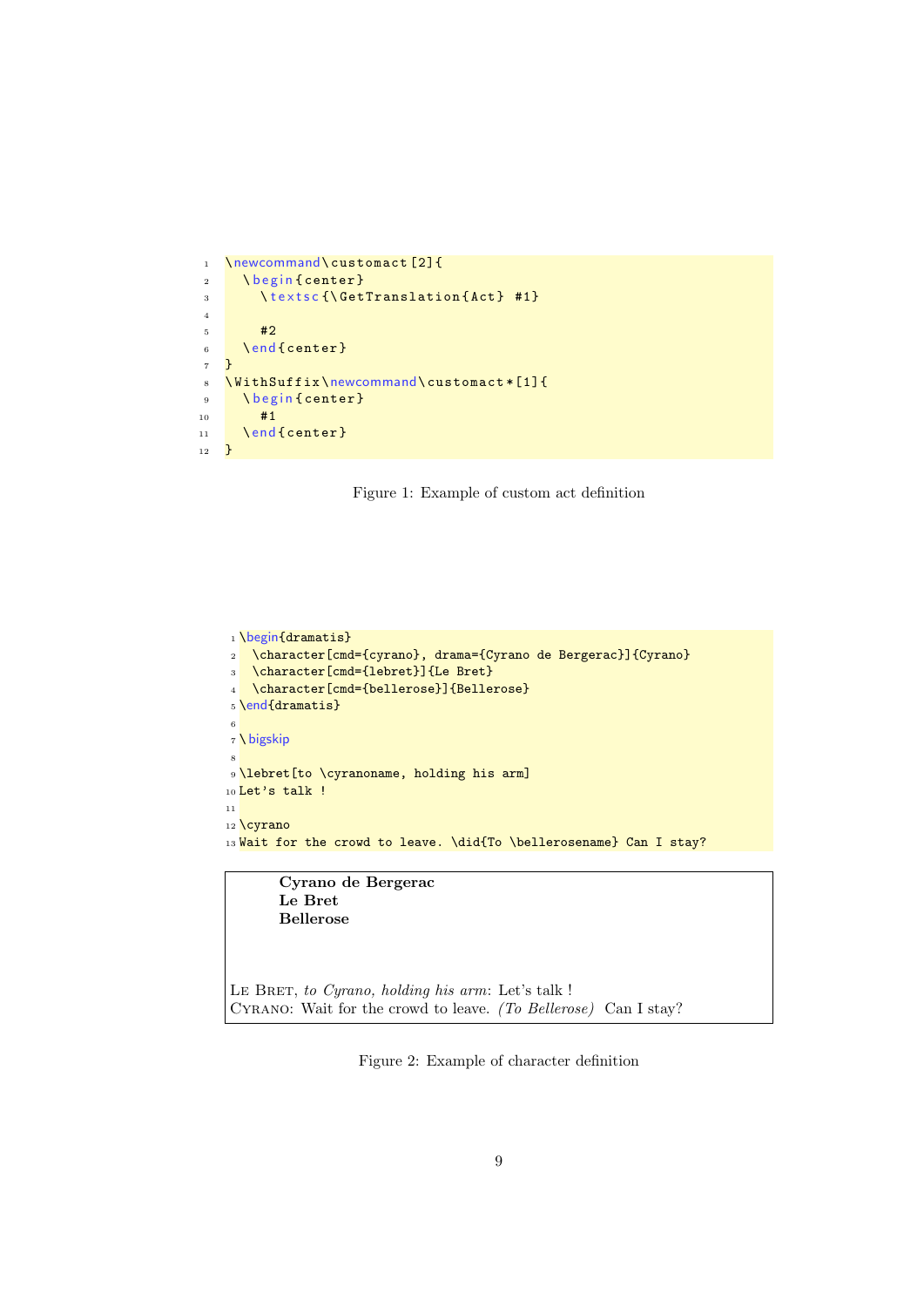```latex
\newcommand\customact[2]{
  \begin{center}
    \textsc{\GetTranslation{Act} #1}

    #2
  \end{center}
}
\WithSuffix\newcommand\customact*[1]{
  \begin{center}
    #1
  \end{center}
}
```

Figure 1: Example of custom act definition

```latex
\begin{dramatis}
  \character[cmd={cyrano}, drama={Cyrano de Bergerac}]{Cyrano}
  \character[cmd={lebret}]{Le Bret}
  \character[cmd={bellerose}]{Bellerose}
\end{dramatis}

\bigskip

\lebret[to \cyranoname, holding his arm]
Let's talk !

\cyrano
Wait for the crowd to leave. \did{To \bellerosename} Can I stay?
```

> **Cyrano de Bergerac**
> **Le Bret**
> **Bellerose**
>
> Le Bret, *to Cyrano, holding his arm*: Let's talk !
> Cyrano: Wait for the crowd to leave. *(To Bellerose)* Can I stay?

Figure 2: Example of character definition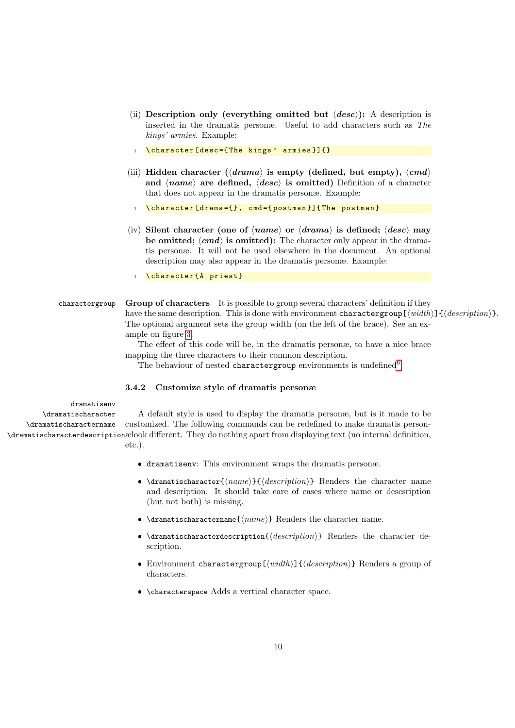(ii) **Description only (everything omitted but ⟨*desc*⟩):** A description is inserted in the dramatis personæ. Useful to add characters such as *The kings' armies*. Example:

```
\character[desc={The kings' armies}]{}
```

(iii) **Hidden character (⟨*drama*⟩ is empty (defined, but empty), ⟨*cmd*⟩ and ⟨*name*⟩ are defined, ⟨*desc*⟩ is omitted)** Definition of a character that does not appear in the dramatis personæ. Example:

```
\character[drama={}, cmd={postman}]{The postman}
```

(iv) **Silent character (one of ⟨*name*⟩ or ⟨*drama*⟩ is defined; ⟨*desc*⟩ may be omitted; ⟨*cmd*⟩ is omitted):** The character only appear in the dramatis personæ. It will not be used elsewhere in the document. An optional description may also appear in the dramatis personæ. Example:

```
\character{A priest}
```

`charactergroup`

**Group of characters** It is possible to group several characters' definition if they have the same description. This is done with environment `charactergroup[`⟨*width*⟩`]{`⟨*description*⟩`}`. The optional argument sets the group width (on the left of the brace). See an example on figure 3.

The effect of this code will be, in the dramatis personæ, to have a nice brace mapping the three characters to their common description.

The behaviour of nested `charactergroup` environments is undefined[6].

### 3.4.2 Customize style of dramatis personæ

`dramatisenv`
`\dramatischaracter`
`\dramatischaractername`
`\dramatischaracterdescription`

A default style is used to display the dramatis personæ, but is it made to be customized. The following commands can be redefined to make dramatis personæ look different. They do nothing apart from displaying text (no internal definition, etc.).

- `dramatisenv`: This environment wraps the dramatis personæ.
- `\dramatischaracter{`⟨*name*⟩`}{`⟨*description*⟩`}` Renders the character name and description. It should take care of cases where name or descsription (but not both) is missing.
- `\dramatischaractername{`⟨*name*⟩`}` Renders the character name.
- `\dramatischaracterdescription{`⟨*description*⟩`}` Renders the character description.
- Environment `charactergroup[`⟨*width*⟩`]{`⟨*description*⟩`}` Renders a group of characters.
- `\characterspace` Adds a vertical character space.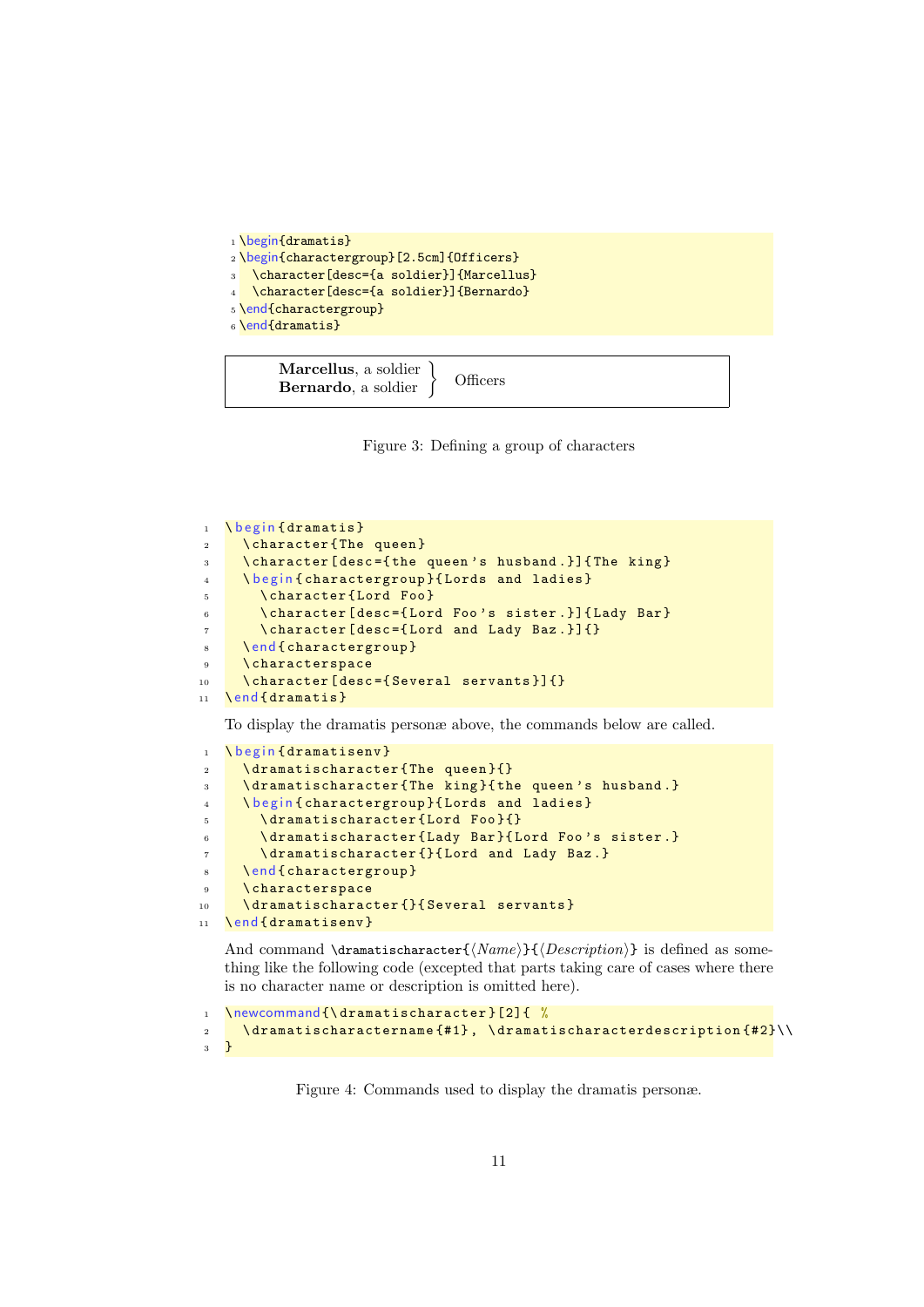```latex
\begin{dramatis}
\begin{charactergroup}[2.5cm]{Officers}
  \character[desc={a soldier}]{Marcellus}
  \character[desc={a soldier}]{Bernardo}
\end{charactergroup}
\end{dramatis}
```

**Marcellus**, a soldier
**Bernardo**, a soldier } Officers

Figure 3: Defining a group of characters

```latex
\begin{dramatis}
  \character{The queen}
  \character[desc={the queen's husband.}]{The king}
  \begin{charactergroup}{Lords and ladies}
    \character{Lord Foo}
    \character[desc={Lord Foo's sister.}]{Lady Bar}
    \character[desc={Lord and Lady Baz.}]{}
  \end{charactergroup}
  \characterspace
  \character[desc={Several servants}]{}
\end{dramatis}
```

To display the dramatis personæ above, the commands below are called.

```latex
\begin{dramatisenv}
  \dramatischaracter{The queen}{}
  \dramatischaracter{The king}{the queen's husband.}
  \begin{charactergroup}{Lords and ladies}
    \dramatischaracter{Lord Foo}{}
    \dramatischaracter{Lady Bar}{Lord Foo's sister.}
    \dramatischaracter{}{Lord and Lady Baz.}
  \end{charactergroup}
  \characterspace
  \dramatischaracter{}{Several servants}
\end{dramatisenv}
```

And command `\dramatischaracter{⟨Name⟩}{⟨Description⟩}` is defined as something like the following code (excepted that parts taking care of cases where there is no character name or description is omitted here).

```latex
\newcommand{\dramatischaracter}[2]{ %
  \dramatischaractername{#1}, \dramatischaracterdescription{#2}\\
}
```

Figure 4: Commands used to display the dramatis personæ.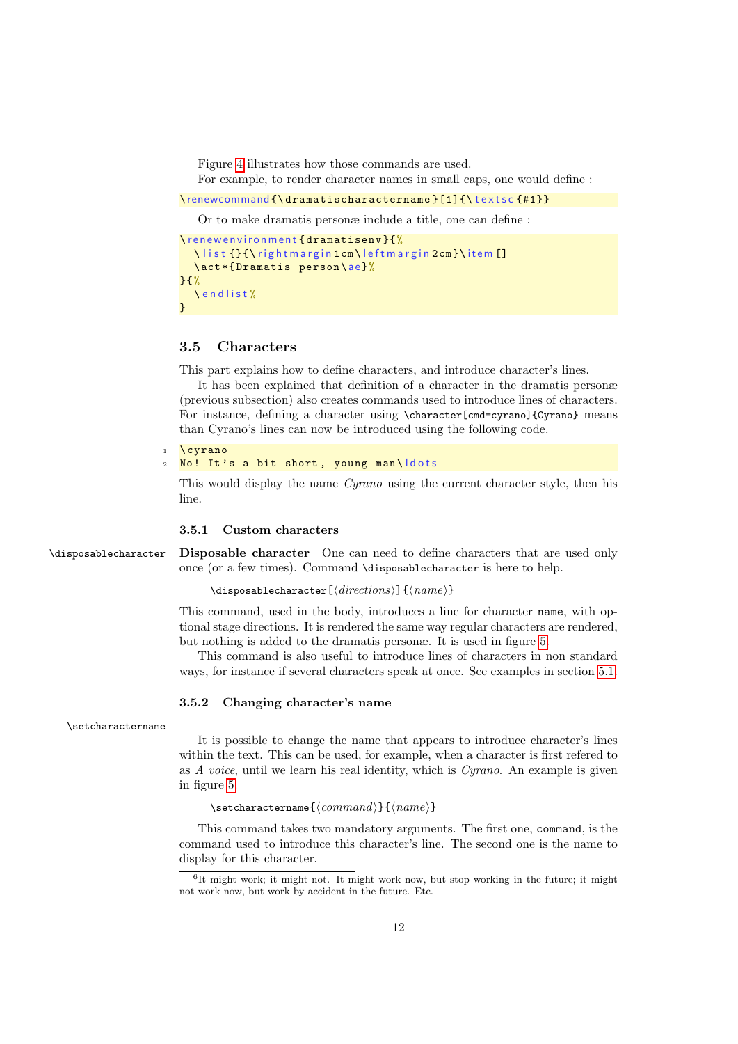Figure 4 illustrates how those commands are used.

For example, to render character names in small caps, one would define :

```
\renewcommand{\dramatischaractername}[1]{\textsc{#1}}
```

Or to make dramatis personæ include a title, one can define :

```
\renewenvironment{dramatisenv}{%
  \list{}{\rightmargin1cm\leftmargin2cm}\item[]
  \act*{Dramatis person\ae}%
}{%
  \endlist%
}
```

### 3.5 Characters

This part explains how to define characters, and introduce character's lines.

It has been explained that definition of a character in the dramatis personæ (previous subsection) also creates commands used to introduce lines of characters. For instance, defining a character using `\character[cmd=cyrano]{Cyrano}` means than Cyrano's lines can now be introduced using the following code.

```
\cyrano
No! It's a bit short, young man\ldots
```

This would display the name *Cyrano* using the current character style, then his line.

#### 3.5.1 Custom characters

`\disposablecharacter`

**Disposable character** One can need to define characters that are used only once (or a few times). Command `\disposablecharacter` is here to help.

`\disposablecharacter[⟨directions⟩]{⟨name⟩}`

This command, used in the body, introduces a line for character `name`, with optional stage directions. It is rendered the same way regular characters are rendered, but nothing is added to the dramatis personæ. It is used in figure 5.

This command is also useful to introduce lines of characters in non standard ways, for instance if several characters speak at once. See examples in section 5.1.

#### 3.5.2 Changing character's name

`\setcharactername`

It is possible to change the name that appears to introduce character's lines within the text. This can be used, for example, when a character is first refered to as *A voice*, until we learn his real identity, which is *Cyrano*. An example is given in figure 5.

`\setcharactername{⟨command⟩}{⟨name⟩}`

This command takes two mandatory arguments. The first one, `command`, is the command used to introduce this character's line. The second one is the name to display for this character.

[6] It might work; it might not. It might work now, but stop working in the future; it might not work now, but work by accident in the future. Etc.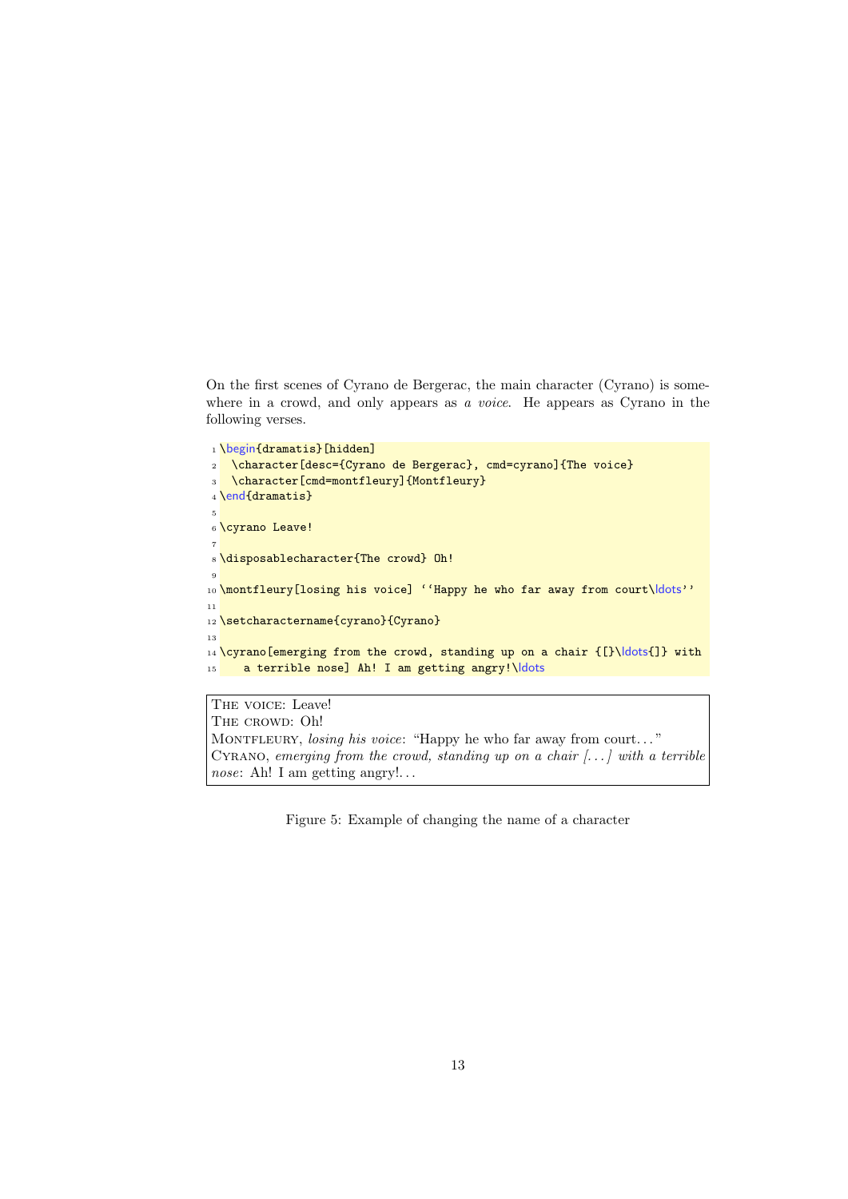On the first scenes of Cyrano de Bergerac, the main character (Cyrano) is somewhere in a crowd, and only appears as *a voice*. He appears as Cyrano in the following verses.

```
\begin{dramatis}[hidden]
  \character[desc={Cyrano de Bergerac}, cmd=cyrano]{The voice}
  \character[cmd=montfleury]{Montfleury}
\end{dramatis}

\cyrano Leave!

\disposablecharacter{The crowd} Oh!

\montfleury[losing his voice] ``Happy he who far away from court\ldots''

\setcharactername{cyrano}{Cyrano}

\cyrano[emerging from the crowd, standing up on a chair {[}\ldots{]} with
    a terrible nose] Ah! I am getting angry!\ldots
```

THE VOICE: Leave!
THE CROWD: Oh!
MONTFLEURY, *losing his voice*: “Happy he who far away from court...”
CYRANO, *emerging from the crowd, standing up on a chair [...] with a terrible nose*: Ah! I am getting angry!...

Figure 5: Example of changing the name of a character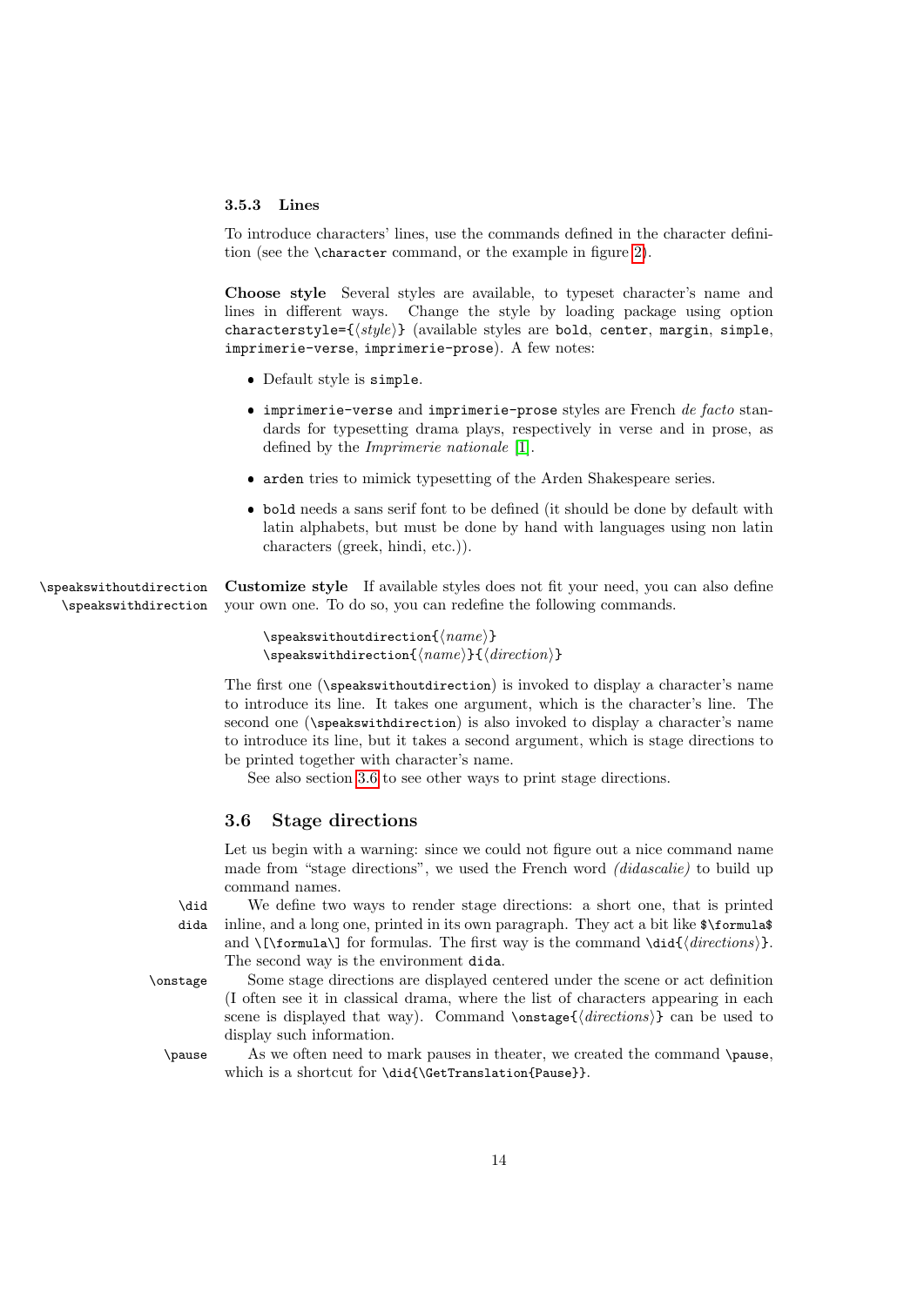### 3.5.3 Lines

To introduce characters' lines, use the commands defined in the character definition (see the `\character` command, or the example in figure 2).

**Choose style** Several styles are available, to typeset character's name and lines in different ways. Change the style by loading package using option `characterstyle={⟨style⟩}` (available styles are `bold`, `center`, `margin`, `simple`, `imprimerie-verse`, `imprimerie-prose`). A few notes:

- Default style is `simple`.
- `imprimerie-verse` and `imprimerie-prose` styles are French *de facto* standards for typesetting drama plays, respectively in verse and in prose, as defined by the *Imprimerie nationale* [1].
- `arden` tries to mimick typesetting of the Arden Shakespeare series.
- `bold` needs a sans serif font to be defined (it should be done by default with latin alphabets, but must be done by hand with languages using non latin characters (greek, hindi, etc.)).

`\speakswithoutdirection` `\speakswithdirection`

**Customize style** If available styles does not fit your need, you can also define your own one. To do so, you can redefine the following commands.

```
\speakswithoutdirection{⟨name⟩}
\speakswithdirection{⟨name⟩}{⟨direction⟩}
```

The first one (`\speakswithoutdirection`) is invoked to display a character's name to introduce its line. It takes one argument, which is the character's line. The second one (`\speakswithdirection`) is also invoked to display a character's name to introduce its line, but it takes a second argument, which is stage directions to be printed together with character's name.

See also section 3.6 to see other ways to print stage directions.

## 3.6 Stage directions

Let us begin with a warning: since we could not figure out a nice command name made from "stage directions", we used the French word *(didascalie)* to build up command names.

`\did` `dida`

We define two ways to render stage directions: a short one, that is printed inline, and a long one, printed in its own paragraph. They act a bit like `$\formula$` and `\[\formula\]` for formulas. The first way is the command `\did{⟨directions⟩}`. The second way is the environment `dida`.

`\onstage`

Some stage directions are displayed centered under the scene or act definition (I often see it in classical drama, where the list of characters appearing in each scene is displayed that way). Command `\onstage{⟨directions⟩}` can be used to display such information.

`\pause`

As we often need to mark pauses in theater, we created the command `\pause`, which is a shortcut for `\did{\GetTranslation{Pause}}`.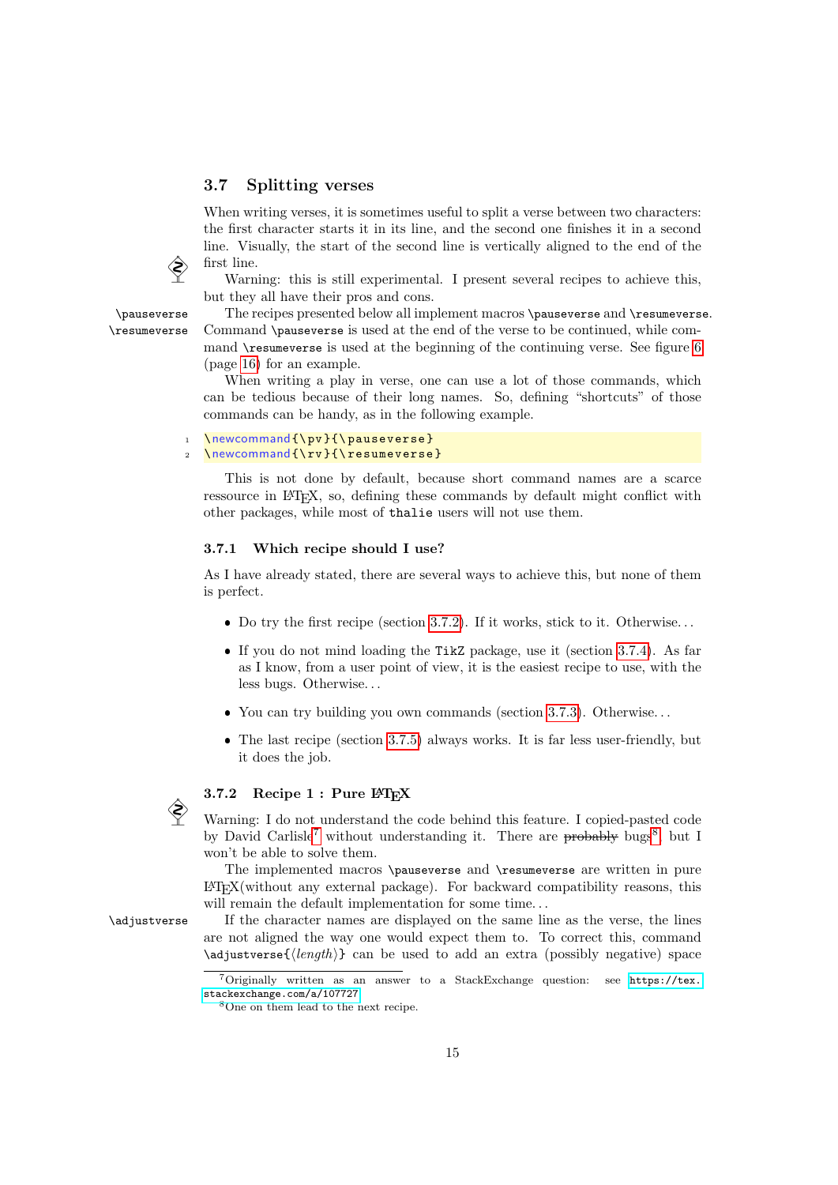## 3.7 Splitting verses

When writing verses, it is sometimes useful to split a verse between two characters: the first character starts it in its line, and the second one finishes it in a second line. Visually, the start of the second line is vertically aligned to the end of the first line.

Warning: this is still experimental. I present several recipes to achieve this, but they all have their pros and cons.

`\pauseverse` `\resumeverse` The recipes presented below all implement macros `\pauseverse` and `\resumeverse`. Command `\pauseverse` is used at the end of the verse to be continued, while command `\resumeverse` is used at the beginning of the continuing verse. See figure 6 (page 16) for an example.

When writing a play in verse, one can use a lot of those commands, which can be tedious because of their long names. So, defining "shortcuts" of those commands can be handy, as in the following example.

```
\newcommand{\pv}{\pauseverse}
\newcommand{\rv}{\resumeverse}
```

This is not done by default, because short command names are a scarce ressource in LaTeX, so, defining these commands by default might conflict with other packages, while most of `thalie` users will not use them.

### 3.7.1 Which recipe should I use?

As I have already stated, there are several ways to achieve this, but none of them is perfect.

- Do try the first recipe (section 3.7.2). If it works, stick to it. Otherwise. . .
- If you do not mind loading the `TikZ` package, use it (section 3.7.4). As far as I know, from a user point of view, it is the easiest recipe to use, with the less bugs. Otherwise. . .
- You can try building you own commands (section 3.7.3). Otherwise. . .
- The last recipe (section 3.7.5) always works. It is far less user-friendly, but it does the job.

### 3.7.2 Recipe 1 : Pure LaTeX

Warning: I do not understand the code behind this feature. I copied-pasted code by David Carlisle[7] without understanding it. There are ~~probably~~ bugs[8], but I won't be able to solve them.

The implemented macros `\pauseverse` and `\resumeverse` are written in pure LaTeX(without any external package). For backward compatibility reasons, this will remain the default implementation for some time. . .

`\adjustverse` If the character names are displayed on the same line as the verse, the lines are not aligned the way one would expect them to. To correct this, command `\adjustverse{`⟨*length*⟩`}` can be used to add an extra (possibly negative) space

[7] Originally written as an answer to a StackExchange question: see https://tex.stackexchange.com/a/107727

[8] One on them lead to the next recipe.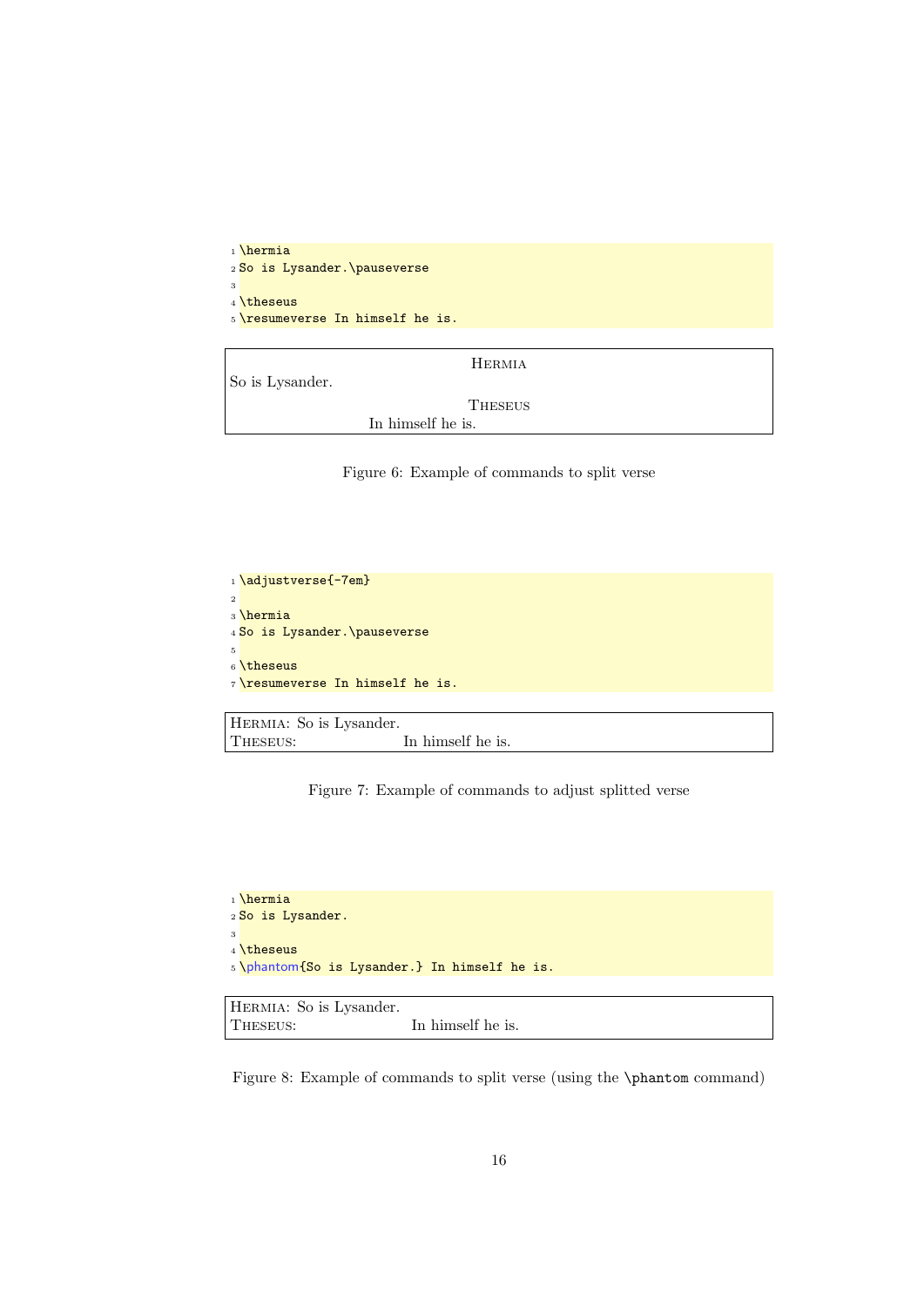```
\hermia
So is Lysander.\pauseverse

\theseus
\resumeverse In himself he is.
```

| HERMIA |
|---|
| So is Lysander. |
| THESEUS |
| In himself he is. |

Figure 6: Example of commands to split verse

```
\adjustverse{-7em}

\hermia
So is Lysander.\pauseverse

\theseus
\resumeverse In himself he is.
```

| | |
|---|---|
| HERMIA: So is Lysander. | |
| THESEUS: | In himself he is. |

Figure 7: Example of commands to adjust splitted verse

```
\hermia
So is Lysander.

\theseus
\phantom{So is Lysander.} In himself he is.
```

| | |
|---|---|
| HERMIA: So is Lysander. | |
| THESEUS: | In himself he is. |

Figure 8: Example of commands to split verse (using the `\phantom` command)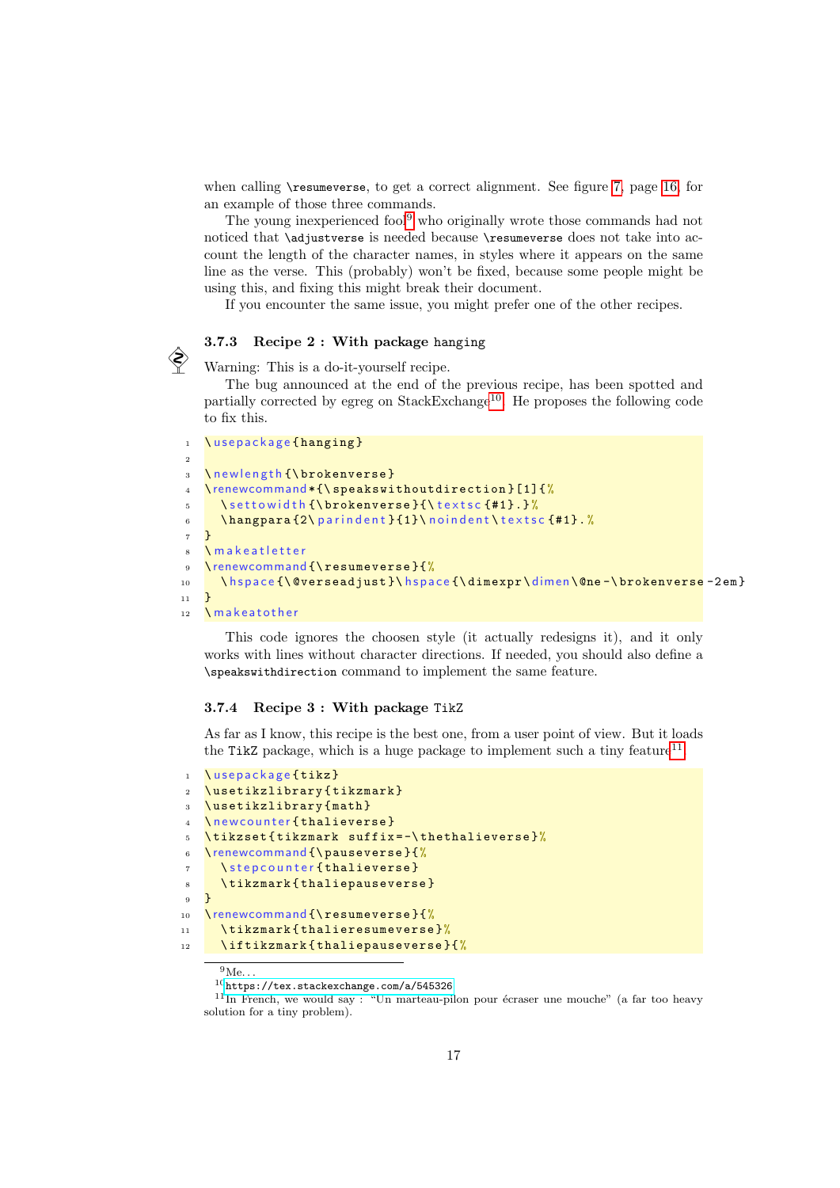when calling `\resumeverse`, to get a correct alignment. See figure 7, page 16, for an example of those three commands.

The young inexperienced fool[9] who originally wrote those commands had not noticed that `\adjustverse` is needed because `\resumeverse` does not take into account the length of the character names, in styles where it appears on the same line as the verse. This (probably) won't be fixed, because some people might be using this, and fixing this might break their document.

If you encounter the same issue, you might prefer one of the other recipes.

#### 3.7.3 Recipe 2 : With package `hanging`

Warning: This is a do-it-yourself recipe.

The bug announced at the end of the previous recipe, has been spotted and partially corrected by egreg on StackExchange[10]. He proposes the following code to fix this.

```
\usepackage{hanging}

\newlength{\brokenverse}
\renewcommand*{\speakswithoutdirection}[1]{%
  \settowidth{\brokenverse}{\textsc{#1}.}%
  \hangpara{2\parindent}{1}\noindent\textsc{#1}.%
}
\makeatletter
\renewcommand{\resumeverse}{%
  \hspace{\@verseadjust}\hspace{\dimexpr\dimen\@ne-\brokenverse-2em}
}
\makeatother
```

This code ignores the choosen style (it actually redesigns it), and it only works with lines without character directions. If needed, you should also define a `\speakswithdirection` command to implement the same feature.

#### 3.7.4 Recipe 3 : With package `TikZ`

As far as I know, this recipe is the best one, from a user point of view. But it loads the `TikZ` package, which is a huge package to implement such a tiny feature[11].

```
\usepackage{tikz}
\usetikzlibrary{tikzmark}
\usetikzlibrary{math}
\newcounter{thalieverse}
\tikzset{tikzmark suffix=-\thethalieverse}%
\renewcommand{\pauseverse}{%
  \stepcounter{thalieverse}
  \tikzmark{thaliepauseverse}
}
\renewcommand{\resumeverse}{%
  \tikzmark{thalieresumeverse}%
  \iftikzmark{thaliepauseverse}{%
```

[9] Me...

[10] `https://tex.stackexchange.com/a/545326`

[11] In French, we would say : "Un marteau-pilon pour écraser une mouche" (a far too heavy solution for a tiny problem).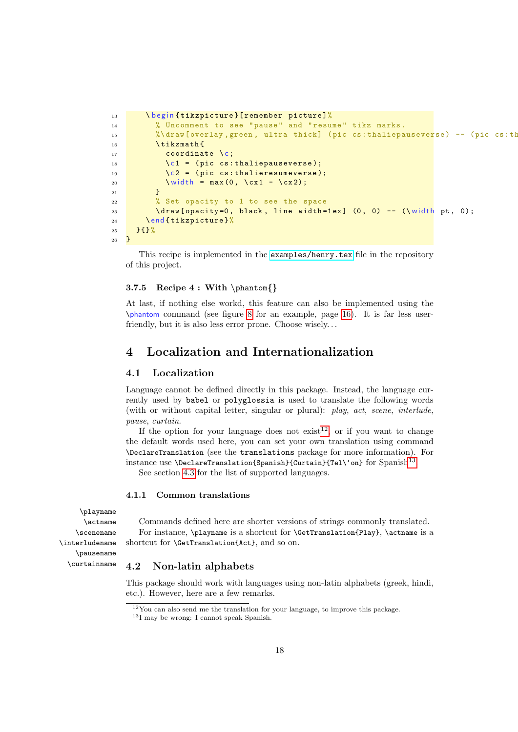```
    \begin{tikzpicture}[remember picture]%
      % Uncomment to see "pause" and "resume" tikz marks.
      %\draw[overlay,green, ultra thick] (pic cs:thaliepauseverse) -- (pic cs:th
      \tikzmath{
        coordinate \c;
        \c1 = (pic cs:thaliepauseverse);
        \c2 = (pic cs:thalieresumeverse);
        \width = max(0, \cx1 - \cx2);
      }
      % Set opacity to 1 to see the space
      \draw[opacity=0, black, line width=1ex] (0, 0) -- (\width pt, 0);
    \end{tikzpicture}%
  }{}%
}
```

This recipe is implemented in the `examples/henry.tex` file in the repository of this project.

#### 3.7.5 Recipe 4 : With \phantom{}

At last, if nothing else workd, this feature can also be implemented using the `\phantom` command (see figure 8 for an example, page 16). It is far less user-friendly, but it is also less error prone. Choose wisely. . .

## 4 Localization and Internationalization

### 4.1 Localization

Language cannot be defined directly in this package. Instead, the language currently used by `babel` or `polyglossia` is used to translate the following words (with or without capital letter, singular or plural): *play*, *act*, *scene*, *interlude*, *pause*, *curtain*.

If the option for your language does not exist[12], or if you want to change the default words used here, you can set your own translation using command `\DeclareTranslation` (see the `translations` package for more information). For instance use `\DeclareTranslation{Spanish}{Curtain}{Tel\'on}` for Spanish[13].

See section 4.3 for the list of supported languages.

#### 4.1.1 Common translations

`\playname`
`\actname`
`\scenename`
`\interludename`
`\pausename`
`\curtainname`

Commands defined here are shorter versions of strings commonly translated. For instance, `\playname` is a shortcut for `\GetTranslation{Play}`, `\actname` is a shortcut for `\GetTranslation{Act}`, and so on.

### 4.2 Non-latin alphabets

This package should work with languages using non-latin alphabets (greek, hindi, etc.). However, here are a few remarks.

[12] You can also send me the translation for your language, to improve this package.
[13] I may be wrong: I cannot speak Spanish.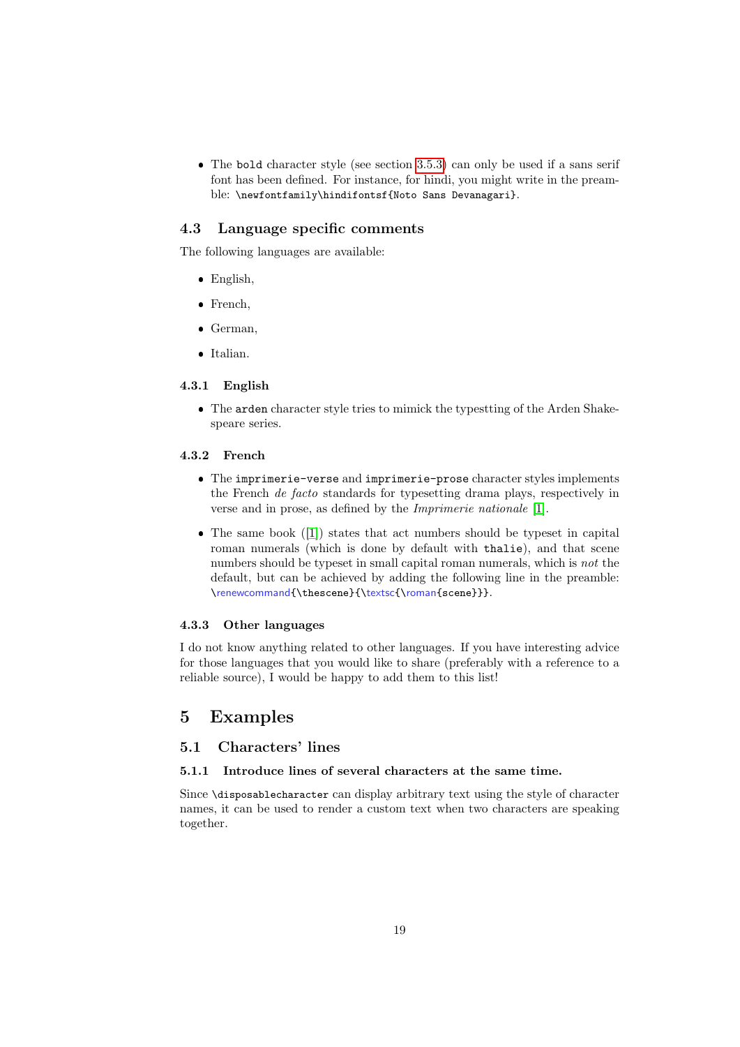- The `bold` character style (see section 3.5.3) can only be used if a sans serif font has been defined. For instance, for hindi, you might write in the preamble: `\newfontfamily\hindifontsf{Noto Sans Devanagari}`.

## 4.3 Language specific comments

The following languages are available:

- English,
- French,
- German,
- Italian.

### 4.3.1 English

- The `arden` character style tries to mimick the typestting of the Arden Shakespeare series.

### 4.3.2 French

- The `imprimerie-verse` and `imprimerie-prose` character styles implements the French *de facto* standards for typesetting drama plays, respectively in verse and in prose, as defined by the *Imprimerie nationale* [1].
- The same book ([1]) states that act numbers should be typeset in capital roman numerals (which is done by default with `thalie`), and that scene numbers should be typeset in small capital roman numerals, which is *not* the default, but can be achieved by adding the following line in the preamble: `\renewcommand{\thescene}{\textsc{\roman{scene}}}`.

### 4.3.3 Other languages

I do not know anything related to other languages. If you have interesting advice for those languages that you would like to share (preferably with a reference to a reliable source), I would be happy to add them to this list!

# 5 Examples

## 5.1 Characters' lines

### 5.1.1 Introduce lines of several characters at the same time.

Since `\disposablecharacter` can display arbitrary text using the style of character names, it can be used to render a custom text when two characters are speaking together.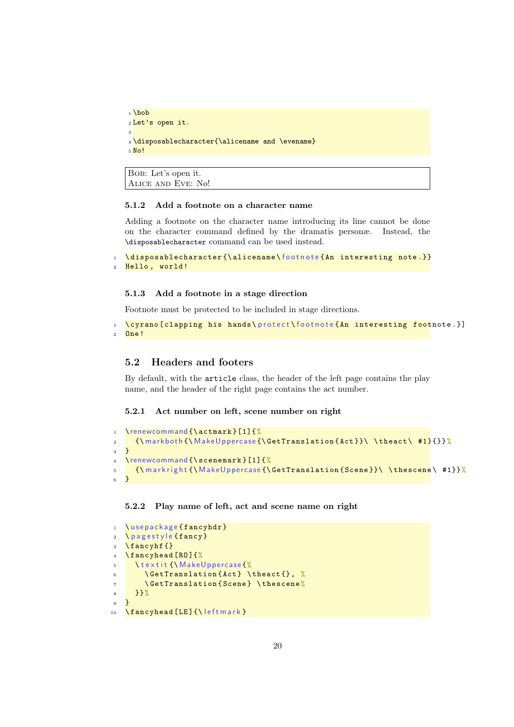```
\bob
Let's open it.

\disposablecharacter{\alicename and \evename}
No!
```

Bob: Let's open it.
Alice and Eve: No!

### 5.1.2 Add a footnote on a character name

Adding a footnote on the character name introducing its line cannot be done on the character command defined by the dramatis personæ. Instead, the `\disposablecharacter` command can be used instead.

```
\disposablecharacter{\alicename\footnote{An interesting note.}}
Hello, world!
```

### 5.1.3 Add a footnote in a stage direction

Footnote must be protected to be included in stage directions.

```
\cyrano[clapping his hands\protect\footnote{An interesting footnote.}]
One!
```

## 5.2 Headers and footers

By default, with the `article` class, the header of the left page contains the play name, and the header of the right page contains the act number.

### 5.2.1 Act number on left, scene number on right

```
\renewcommand{\actmark}[1]{%
  {\markboth{\MakeUppercase{\GetTranslation{Act}}\ \theact\ #1}{}}%
}
\renewcommand{\scenemark}[1]{%
  {\markright{\MakeUppercase{\GetTranslation{Scene}}\ \thescene\ #1}}%
}
```

### 5.2.2 Play name of left, act and scene name on right

```
\usepackage{fancyhdr}
\pagestyle{fancy}
\fancyhf{}
\fancyhead[RO]{%
  \textit{\MakeUppercase{%
    \GetTranslation{Act} \theact{}, %
    \GetTranslation{Scene} \thescene%
  }}%
}
\fancyhead[LE]{\leftmark}
```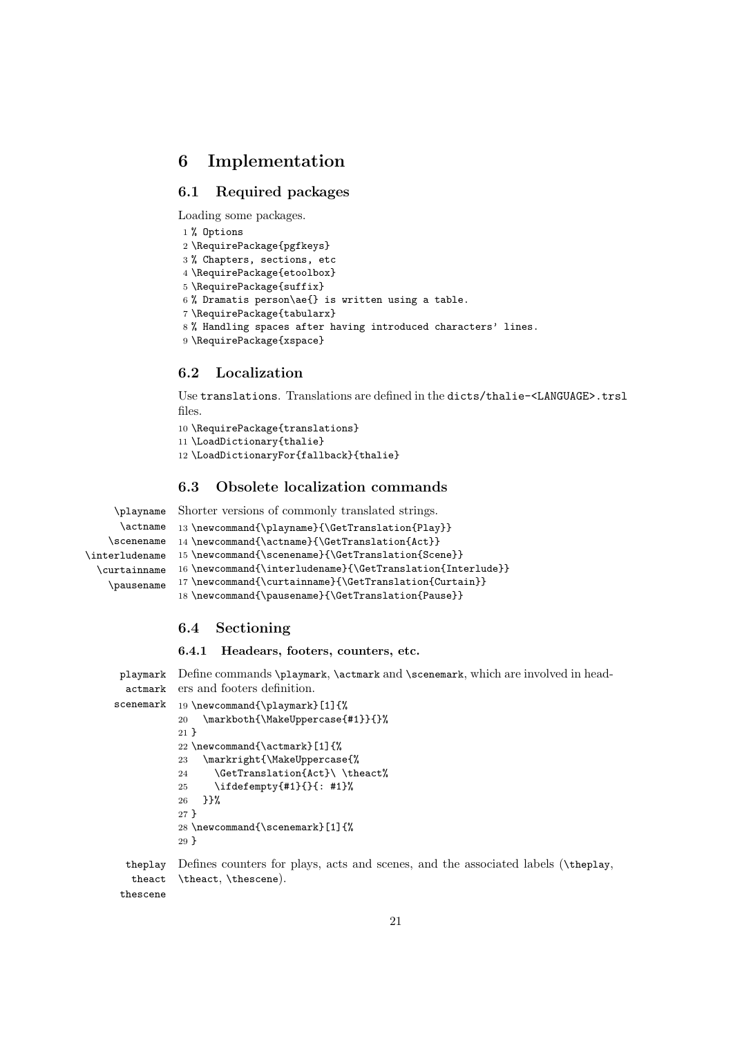# 6 Implementation

## 6.1 Required packages

Loading some packages.

```
1 % Options
2 \RequirePackage{pgfkeys}
3 % Chapters, sections, etc
4 \RequirePackage{etoolbox}
5 \RequirePackage{suffix}
6 % Dramatis person\ae{} is written using a table.
7 \RequirePackage{tabularx}
8 % Handling spaces after having introduced characters' lines.
9 \RequirePackage{xspace}
```

## 6.2 Localization

Use `translations`. Translations are defined in the `dicts/thalie-<LANGUAGE>.trsl` files.

```
10 \RequirePackage{translations}
11 \LoadDictionary{thalie}
12 \LoadDictionaryFor{fallback}{thalie}
```

## 6.3 Obsolete localization commands

`\playname` `\actname` `\scenename` `\interludename` `\curtainname` `\pausename`

Shorter versions of commonly translated strings.

```
13 \newcommand{\playname}{\GetTranslation{Play}}
14 \newcommand{\actname}{\GetTranslation{Act}}
15 \newcommand{\scenename}{\GetTranslation{Scene}}
16 \newcommand{\interludename}{\GetTranslation{Interlude}}
17 \newcommand{\curtainname}{\GetTranslation{Curtain}}
18 \newcommand{\pausename}{\GetTranslation{Pause}}
```

## 6.4 Sectioning

### 6.4.1 Headears, footers, counters, etc.

`playmark` `actmark` `scenemark`

Define commands `\playmark`, `\actmark` and `\scenemark`, which are involved in headers and footers definition.

```
19 \newcommand{\playmark}[1]{%
20   \markboth{\MakeUppercase{#1}}{}%
21 }
22 \newcommand{\actmark}[1]{%
23   \markright{\MakeUppercase{%
24     \GetTranslation{Act}\ \theact%
25     \ifdefempty{#1}{}{: #1}%
26   }}%
27 }
28 \newcommand{\scenemark}[1]{%
29 }
```

`theplay` `theact` `thescene`

Defines counters for plays, acts and scenes, and the associated labels (`\theplay`, `\theact`, `\thescene`).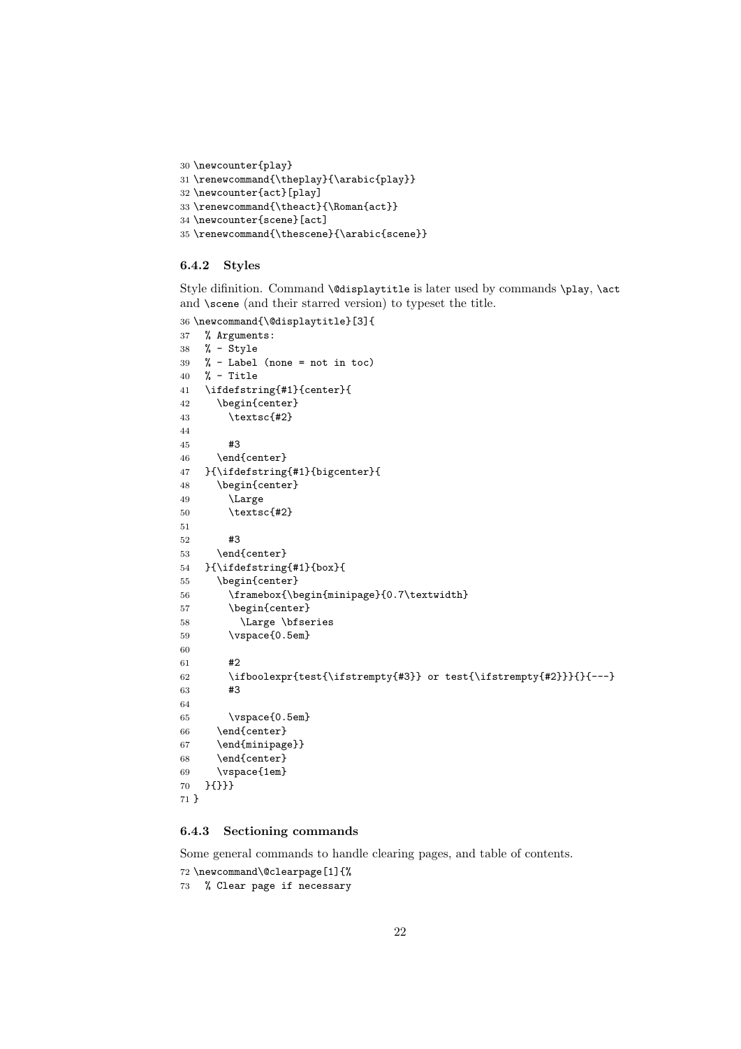```
30 \newcounter{play}
31 \renewcommand{\theplay}{\arabic{play}}
32 \newcounter{act}[play]
33 \renewcommand{\theact}{\Roman{act}}
34 \newcounter{scene}[act]
35 \renewcommand{\thescene}{\arabic{scene}}
```

### 6.4.2 Styles

Style difinition. Command `\@displaytitle` is later used by commands `\play`, `\act` and `\scene` (and their starred version) to typeset the title.

```
36 \newcommand{\@displaytitle}[3]{
37   % Arguments:
38   % - Style
39   % - Label (none = not in toc)
40   % - Title
41   \ifdefstring{#1}{center}{
42     \begin{center}
43       \textsc{#2}
44 
45       #3
46     \end{center}
47   }{\ifdefstring{#1}{bigcenter}{
48     \begin{center}
49       \Large
50       \textsc{#2}
51 
52       #3
53     \end{center}
54   }{\ifdefstring{#1}{box}{
55     \begin{center}
56       \framebox{\begin{minipage}{0.7\textwidth}
57       \begin{center}
58         \Large \bfseries
59       \vspace{0.5em}
60 
61       #2
62       \ifboolexpr{test{\ifstrempty{#3}} or test{\ifstrempty{#2}}}{}{---}
63       #3
64 
65       \vspace{0.5em}
66     \end{center}
67     \end{minipage}}
68     \end{center}
69     \vspace{1em}
70   }{}}}
71 }
```

### 6.4.3 Sectioning commands

Some general commands to handle clearing pages, and table of contents.

```
72 \newcommand\@clearpage[1]{%
73   % Clear page if necessary
```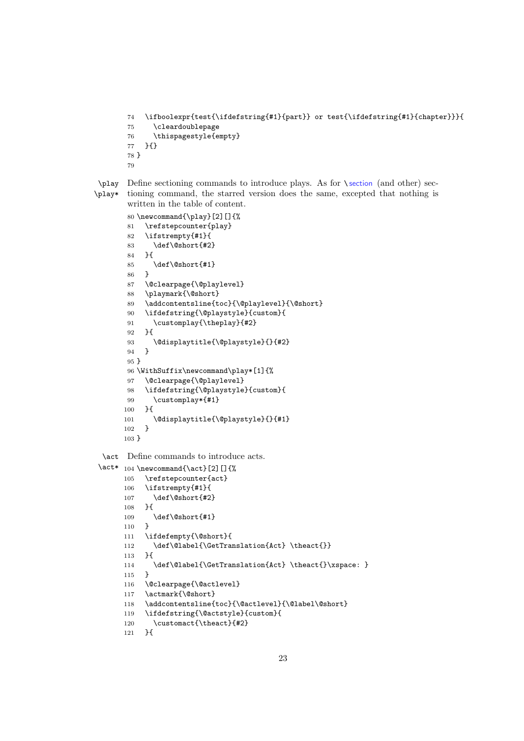```
74   \ifboolexpr{test{\ifdefstring{#1}{part}} or test{\ifdefstring{#1}{chapter}}}{
75     \cleardoublepage
76     \thispagestyle{empty}
77   }{}
78 }
79
```

\play
\play*

Define sectioning commands to introduce plays. As for \section (and other) sectioning command, the starred version does the same, excepted that nothing is written in the table of content.

```
80 \newcommand{\play}[2][]{%
81   \refstepcounter{play}
82   \ifstrempty{#1}{
83     \def\@short{#2}
84   }{
85     \def\@short{#1}
86   }
87   \@clearpage{\@playlevel}
88   \playmark{\@short}
89   \addcontentsline{toc}{\@playlevel}{\@short}
90   \ifdefstring{\@playstyle}{custom}{
91     \customplay{\theplay}{#2}
92   }{
93     \@displaytitle{\@playstyle}{}{#2}
94   }
95 }
96 \WithSuffix\newcommand\play*[1]{%
97   \@clearpage{\@playlevel}
98   \ifdefstring{\@playstyle}{custom}{
99     \customplay*{#1}
100  }{
101    \@displaytitle{\@playstyle}{}{#1}
102  }
103 }
```

\act
\act*

Define commands to introduce acts.

```
104 \newcommand{\act}[2][]{%
105   \refstepcounter{act}
106   \ifstrempty{#1}{
107     \def\@short{#2}
108   }{
109     \def\@short{#1}
110   }
111   \ifdefempty{\@short}{
112     \def\@label{\GetTranslation{Act} \theact{}}
113   }{
114     \def\@label{\GetTranslation{Act} \theact{}\xspace: }
115   }
116   \@clearpage{\@actlevel}
117   \actmark{\@short}
118   \addcontentsline{toc}{\@actlevel}{\@label\@short}
119   \ifdefstring{\@actstyle}{custom}{
120     \customact{\theact}{#2}
121   }{
```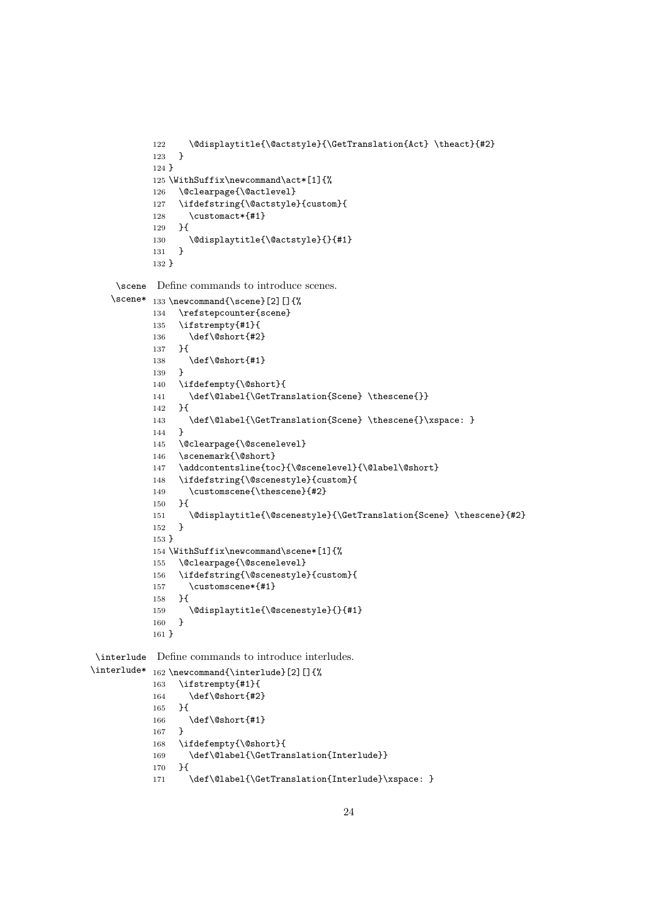```
122     \@displaytitle{\@actstyle}{\GetTranslation{Act} \theact}{#2}
123   }
124 }
125 \WithSuffix\newcommand\act*[1]{%
126   \@clearpage{\@actlevel}
127   \ifdefstring{\@actstyle}{custom}{
128     \customact*{#1}
129   }{
130     \@displaytitle{\@actstyle}{}{#1}
131   }
132 }
```

\scene \scene* Define commands to introduce scenes.

```
133 \newcommand{\scene}[2][]{%
134   \refstepcounter{scene}
135   \ifstrempty{#1}{
136     \def\@short{#2}
137   }{
138     \def\@short{#1}
139   }
140   \ifdefempty{\@short}{
141     \def\@label{\GetTranslation{Scene} \thescene{}}
142   }{
143     \def\@label{\GetTranslation{Scene} \thescene{}\xspace: }
144   }
145   \@clearpage{\@scenelevel}
146   \scenemark{\@short}
147   \addcontentsline{toc}{\@scenelevel}{\@label\@short}
148   \ifdefstring{\@scenestyle}{custom}{
149     \customscene{\thescene}{#2}
150   }{
151     \@displaytitle{\@scenestyle}{\GetTranslation{Scene} \thescene}{#2}
152   }
153 }
154 \WithSuffix\newcommand\scene*[1]{%
155   \@clearpage{\@scenelevel}
156   \ifdefstring{\@scenestyle}{custom}{
157     \customscene*{#1}
158   }{
159     \@displaytitle{\@scenestyle}{}{#1}
160   }
161 }
```

\interlude \interlude* Define commands to introduce interludes.

```
162 \newcommand{\interlude}[2][]{%
163   \ifstrempty{#1}{
164     \def\@short{#2}
165   }{
166     \def\@short{#1}
167   }
168   \ifdefempty{\@short}{
169     \def\@label{\GetTranslation{Interlude}}
170   }{
171     \def\@label{\GetTranslation{Interlude}\xspace: }
```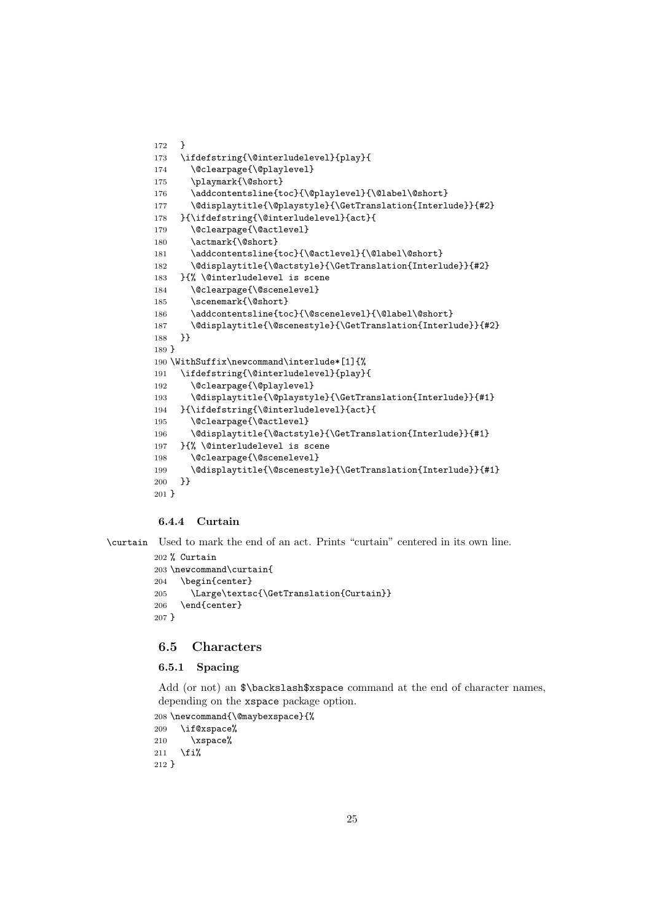```
172   }
173   \ifdefstring{\@interludelevel}{play}{
174     \@clearpage{\@playlevel}
175     \playmark{\@short}
176     \addcontentsline{toc}{\@playlevel}{\@label\@short}
177     \@displaytitle{\@playstyle}{\GetTranslation{Interlude}}{#2}
178   }{\ifdefstring{\@interludelevel}{act}{
179     \@clearpage{\@actlevel}
180     \actmark{\@short}
181     \addcontentsline{toc}{\@actlevel}{\@label\@short}
182     \@displaytitle{\@actstyle}{\GetTranslation{Interlude}}{#2}
183   }{% \@interludelevel is scene
184     \@clearpage{\@scenelevel}
185     \scenemark{\@short}
186     \addcontentsline{toc}{\@scenelevel}{\@label\@short}
187     \@displaytitle{\@scenestyle}{\GetTranslation{Interlude}}{#2}
188   }}
189 }
190 \WithSuffix\newcommand\interlude*[1]{%
191   \ifdefstring{\@interludelevel}{play}{
192     \@clearpage{\@playlevel}
193     \@displaytitle{\@playstyle}{\GetTranslation{Interlude}}{#1}
194   }{\ifdefstring{\@interludelevel}{act}{
195     \@clearpage{\@actlevel}
196     \@displaytitle{\@actstyle}{\GetTranslation{Interlude}}{#1}
197   }{% \@interludelevel is scene
198     \@clearpage{\@scenelevel}
199     \@displaytitle{\@scenestyle}{\GetTranslation{Interlude}}{#1}
200   }}
201 }
```

### 6.4.4 Curtain

\curtain Used to mark the end of an act. Prints "curtain" centered in its own line.

```
202 % Curtain
203 \newcommand\curtain{
204   \begin{center}
205     \Large\textsc{\GetTranslation{Curtain}}
206   \end{center}
207 }
```

## 6.5 Characters

### 6.5.1 Spacing

Add (or not) an $\backslash$xspace command at the end of character names, depending on the xspace package option.

```
208 \newcommand{\@maybexspace}{%
209   \if@xspace%
210     \xspace%
211   \fi%
212 }
```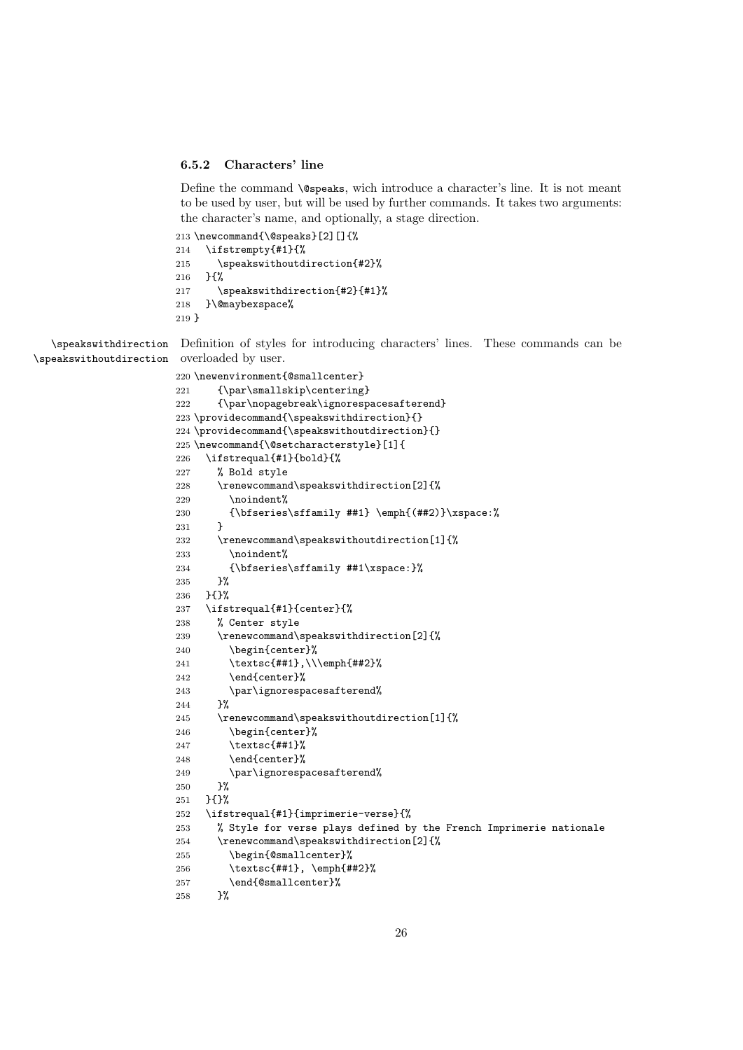### 6.5.2 Characters' line

Define the command `\@speaks`, wich introduce a character's line. It is not meant to be used by user, but will be used by further commands. It takes two arguments: the character's name, and optionally, a stage direction.

```
213 \newcommand{\@speaks}[2][]{%
214   \ifstrempty{#1}{%
215     \speakswithoutdirection{#2}%
216   }{%
217     \speakswithdirection{#2}{#1}%
218   }\@maybexspace%
219 }
```

`\speakswithdirection` `\speakswithoutdirection`

Definition of styles for introducing characters' lines. These commands can be overloaded by user.

```
220 \newenvironment{@smallcenter}
221     {\par\smallskip\centering}
222     {\par\nopagebreak\ignorespacesafterend}
223 \providecommand{\speakswithdirection}{}
224 \providecommand{\speakswithoutdirection}{}
225 \newcommand{\@setcharacterstyle}[1]{
226   \ifstrequal{#1}{bold}{%
227     % Bold style
228     \renewcommand\speakswithdirection[2]{%
229       \noindent%
230       {\bfseries\sffamily ##1} \emph{(##2)}\xspace:%
231     }
232     \renewcommand\speakswithoutdirection[1]{%
233       \noindent%
234       {\bfseries\sffamily ##1\xspace:}%
235     }%
236   }{}%
237   \ifstrequal{#1}{center}{%
238     % Center style
239     \renewcommand\speakswithdirection[2]{%
240       \begin{center}%
241       \textsc{##1},\\\emph{##2}%
242       \end{center}%
243       \par\ignorespacesafterend%
244     }%
245     \renewcommand\speakswithoutdirection[1]{%
246       \begin{center}%
247       \textsc{##1}%
248       \end{center}%
249       \par\ignorespacesafterend%
250     }%
251   }{}%
252   \ifstrequal{#1}{imprimerie-verse}{%
253     % Style for verse plays defined by the French Imprimerie nationale
254     \renewcommand\speakswithdirection[2]{%
255       \begin{@smallcenter}%
256       \textsc{##1}, \emph{##2}%
257       \end{@smallcenter}%
258     }%
```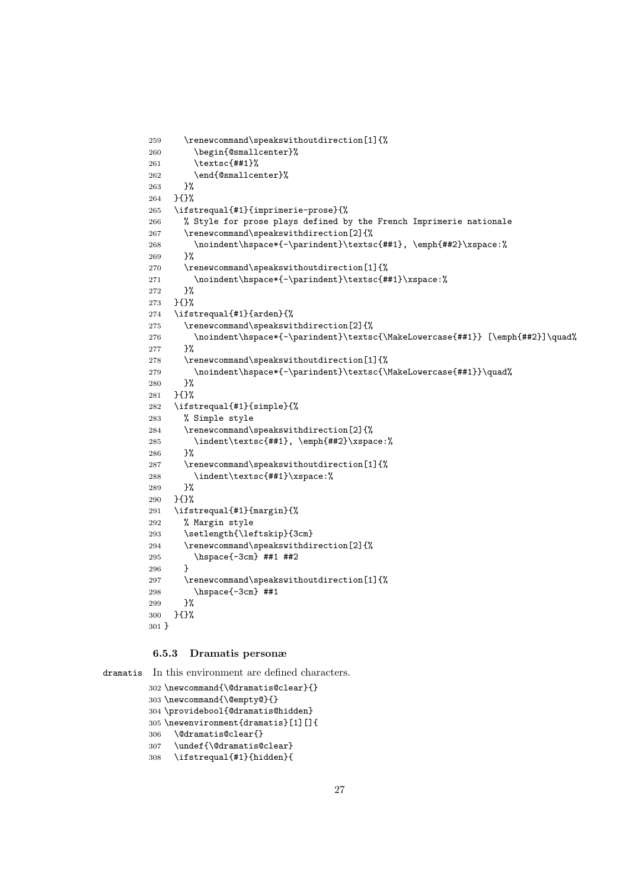```
259     \renewcommand\speakswithoutdirection[1]{%
260       \begin{@smallcenter}%
261       \textsc{##1}%
262       \end{@smallcenter}%
263     }%
264   }{}%
265   \ifstrequal{#1}{imprimerie-prose}{%
266     % Style for prose plays defined by the French Imprimerie nationale
267     \renewcommand\speakswithdirection[2]{%
268       \noindent\hspace*{-\parindent}\textsc{##1}, \emph{##2}\xspace:%
269     }%
270     \renewcommand\speakswithoutdirection[1]{%
271       \noindent\hspace*{-\parindent}\textsc{##1}\xspace:%
272     }%
273   }{}%
274   \ifstrequal{#1}{arden}{%
275     \renewcommand\speakswithdirection[2]{%
276       \noindent\hspace*{-\parindent}\textsc{\MakeLowercase{##1}} [\emph{##2}]\quad%
277     }%
278     \renewcommand\speakswithoutdirection[1]{%
279       \noindent\hspace*{-\parindent}\textsc{\MakeLowercase{##1}}\quad%
280     }%
281   }{}%
282   \ifstrequal{#1}{simple}{%
283     % Simple style
284     \renewcommand\speakswithdirection[2]{%
285       \indent\textsc{##1}, \emph{##2}\xspace:%
286     }%
287     \renewcommand\speakswithoutdirection[1]{%
288       \indent\textsc{##1}\xspace:%
289     }%
290   }{}%
291   \ifstrequal{#1}{margin}{%
292     % Margin style
293     \setlength{\leftskip}{3cm}
294     \renewcommand\speakswithdirection[2]{%
295       \hspace{-3cm} ##1 ##2
296     }
297     \renewcommand\speakswithoutdirection[1]{%
298       \hspace{-3cm} ##1
299     }%
300   }{}%
301 }
```

### 6.5.3 Dramatis personæ

dramatis In this environment are defined characters.

```
302 \newcommand{\@dramatis@clear}{}
303 \newcommand{\@empty@}{}
304 \providebool{@dramatis@hidden}
305 \newenvironment{dramatis}[1][]{
306   \@dramatis@clear{}
307   \undef{\@dramatis@clear}
308   \ifstrequal{#1}{hidden}{
```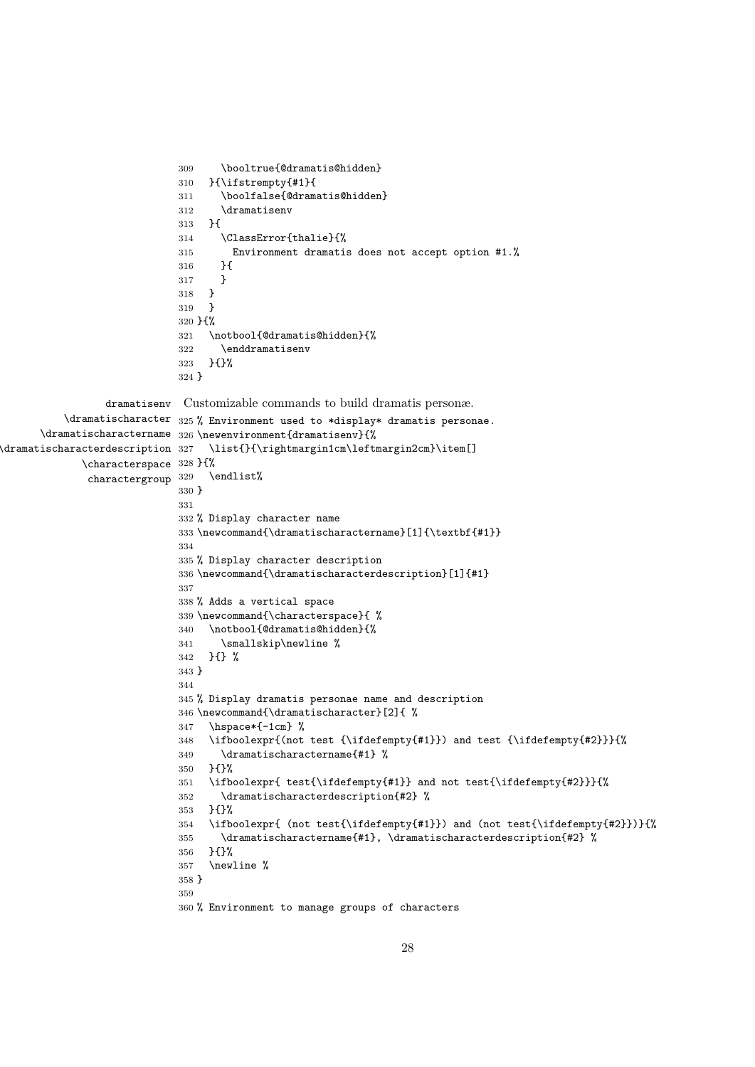```
309     \booltrue{@dramatis@hidden}
310   }{\ifstrempty{#1}{
311     \boolfalse{@dramatis@hidden}
312     \dramatisenv
313   }{
314     \ClassError{thalie}{%
315       Environment dramatis does not accept option #1.%
316     }{
317     }
318   }
319   }
320 }{%
321   \notbool{@dramatis@hidden}{%
322     \enddramatisenv
323   }{}%
324 }
```

dramatisenv
\dramatischaracter
\dramatischaractername
\dramatischaracterdescription
\characterspace
charactergroup

Customizable commands to build dramatis personæ.

```
325 % Environment used to *display* dramatis personae.
326 \newenvironment{dramatisenv}{%
327   \list{}{\rightmargin1cm\leftmargin2cm}\item[]
328 }{%
329   \endlist%
330 }
331
332 % Display character name
333 \newcommand{\dramatischaractername}[1]{\textbf{#1}}
334
335 % Display character description
336 \newcommand{\dramatischaracterdescription}[1]{#1}
337
338 % Adds a vertical space
339 \newcommand{\characterspace}{ %
340   \notbool{@dramatis@hidden}{%
341     \smallskip\newline %
342   }{} %
343 }
344
345 % Display dramatis personae name and description
346 \newcommand{\dramatischaracter}[2]{ %
347   \hspace*{-1cm} %
348   \ifboolexpr{(not test {\ifdefempty{#1}}) and test {\ifdefempty{#2}}}{%
349     \dramatischaractername{#1} %
350   }{}%
351   \ifboolexpr{ test{\ifdefempty{#1}} and not test{\ifdefempty{#2}}}{%
352     \dramatischaracterdescription{#2} %
353   }{}%
354   \ifboolexpr{ (not test{\ifdefempty{#1}}) and (not test{\ifdefempty{#2}})}{%
355     \dramatischaractername{#1}, \dramatischaracterdescription{#2} %
356   }{}%
357   \newline %
358 }
359
360 % Environment to manage groups of characters
```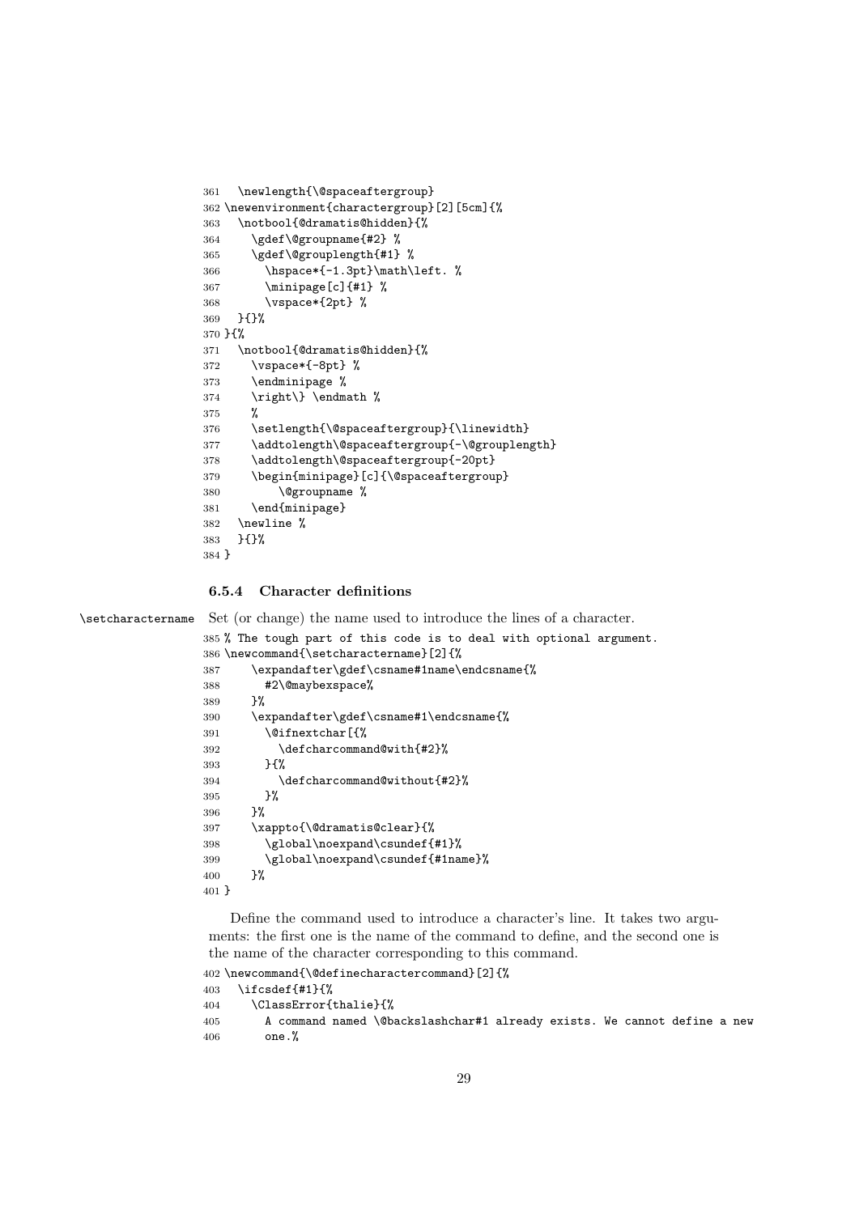```
361   \newlength{\@spaceaftergroup}
362 \newenvironment{charactergroup}[2][5cm]{%
363   \notbool{@dramatis@hidden}{%
364     \gdef\@groupname{#2} %
365     \gdef\@grouplength{#1} %
366       \hspace*{-1.3pt}\math\left. %
367       \minipage[c]{#1} %
368       \vspace*{2pt} %
369   }{}%
370 }{%
371   \notbool{@dramatis@hidden}{%
372     \vspace*{-8pt} %
373     \endminipage %
374     \right\} \endmath %
375     %
376     \setlength{\@spaceaftergroup}{\linewidth}
377     \addtolength\@spaceaftergroup{-\@grouplength}
378     \addtolength\@spaceaftergroup{-20pt}
379     \begin{minipage}[c]{\@spaceaftergroup}
380         \@groupname %
381     \end{minipage}
382   \newline %
383   }{}%
384 }
```

#### 6.5.4 Character definitions

\setcharactername Set (or change) the name used to introduce the lines of a character.

```
385 % The tough part of this code is to deal with optional argument.
386 \newcommand{\setcharactername}[2]{%
387     \expandafter\gdef\csname#1name\endcsname{%
388       #2\@maybexspace%
389     }%
390     \expandafter\gdef\csname#1\endcsname{%
391       \@ifnextchar[{%
392         \defcharcommand@with{#2}%
393       }{%
394         \defcharcommand@without{#2}%
395       }%
396     }%
397     \xappto{\@dramatis@clear}{%
398       \global\noexpand\csundef{#1}%
399       \global\noexpand\csundef{#1name}%
400     }%
401 }
```

Define the command used to introduce a character's line. It takes two arguments: the first one is the name of the command to define, and the second one is the name of the character corresponding to this command.

```
402 \newcommand{\@definecharactercommand}[2]{%
403   \ifcsdef{#1}{%
404     \ClassError{thalie}{%
405       A command named \@backslashchar#1 already exists. We cannot define a new
406       one.%
```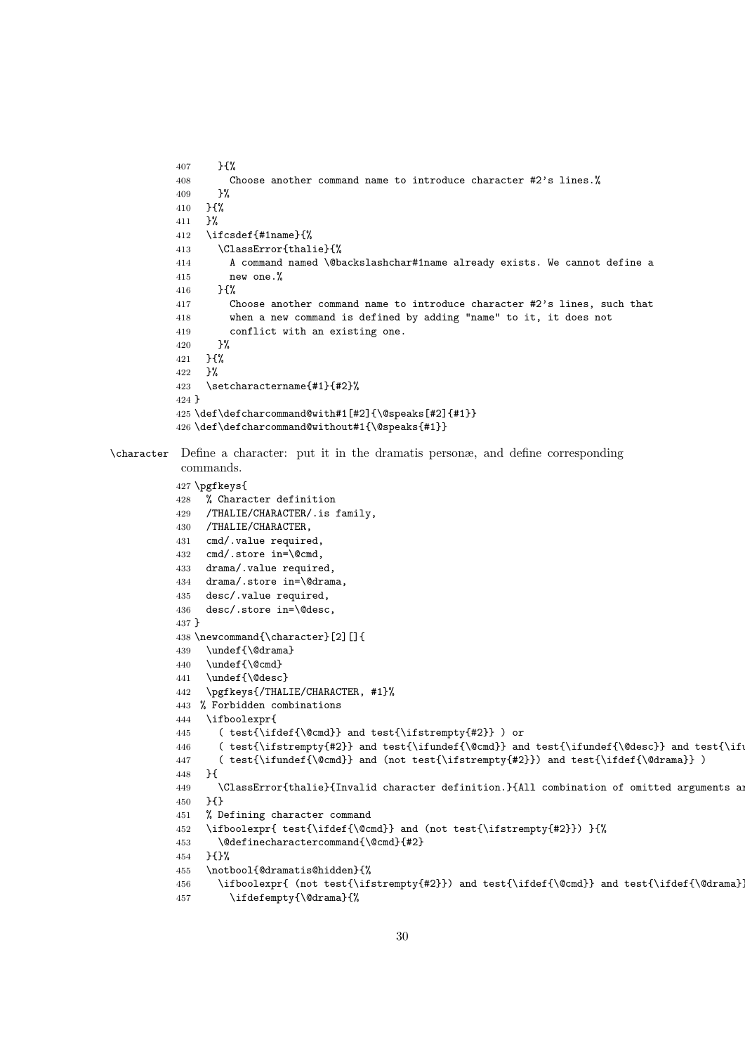```
407     }{%
408       Choose another command name to introduce character #2's lines.%
409     }%
410   }{%
411   }%
412   \ifcsdef{#1name}{%
413     \ClassError{thalie}{%
414       A command named \@backslashchar#1name already exists. We cannot define a
415       new one.%
416     }{%
417       Choose another command name to introduce character #2's lines, such that
418       when a new command is defined by adding "name" to it, it does not
419       conflict with an existing one.
420     }%
421   }{%
422   }%
423   \setcharactername{#1}{#2}%
424 }
425 \def\defcharcommand@with#1[#2]{\@speaks[#2]{#1}}
426 \def\defcharcommand@without#1{\@speaks{#1}}
```

`\character` Define a character: put it in the dramatis personæ, and define corresponding commands.

```
427 \pgfkeys{
428   % Character definition
429   /THALIE/CHARACTER/.is family,
430   /THALIE/CHARACTER,
431   cmd/.value required,
432   cmd/.store in=\@cmd,
433   drama/.value required,
434   drama/.store in=\@drama,
435   desc/.value required,
436   desc/.store in=\@desc,
437 }
438 \newcommand{\character}[2][]{
439   \undef{\@drama}
440   \undef{\@cmd}
441   \undef{\@desc}
442   \pgfkeys{/THALIE/CHARACTER, #1}%
443  % Forbidden combinations
444   \ifboolexpr{
445     ( test{\ifdef{\@cmd}} and test{\ifstrempty{#2}} ) or
446     ( test{\ifstrempty{#2}} and test{\ifundef{\@cmd}} and test{\ifundef{\@desc}} and test{\ifu
447     ( test{\ifundef{\@cmd}} and (not test{\ifstrempty{#2}}) and test{\ifdef{\@drama}} )
448   }{
449     \ClassError{thalie}{Invalid character definition.}{All combination of omitted arguments ar
450   }{}
451   % Defining character command
452   \ifboolexpr{ test{\ifdef{\@cmd}} and (not test{\ifstrempty{#2}}) }{%
453     \@definecharactercommand{\@cmd}{#2}
454   }{}%
455   \notbool{@dramatis@hidden}{%
456     \ifboolexpr{ (not test{\ifstrempty{#2}}) and test{\ifdef{\@cmd}} and test{\ifdef{\@drama}}
457       \ifdefempty{\@drama}{%
```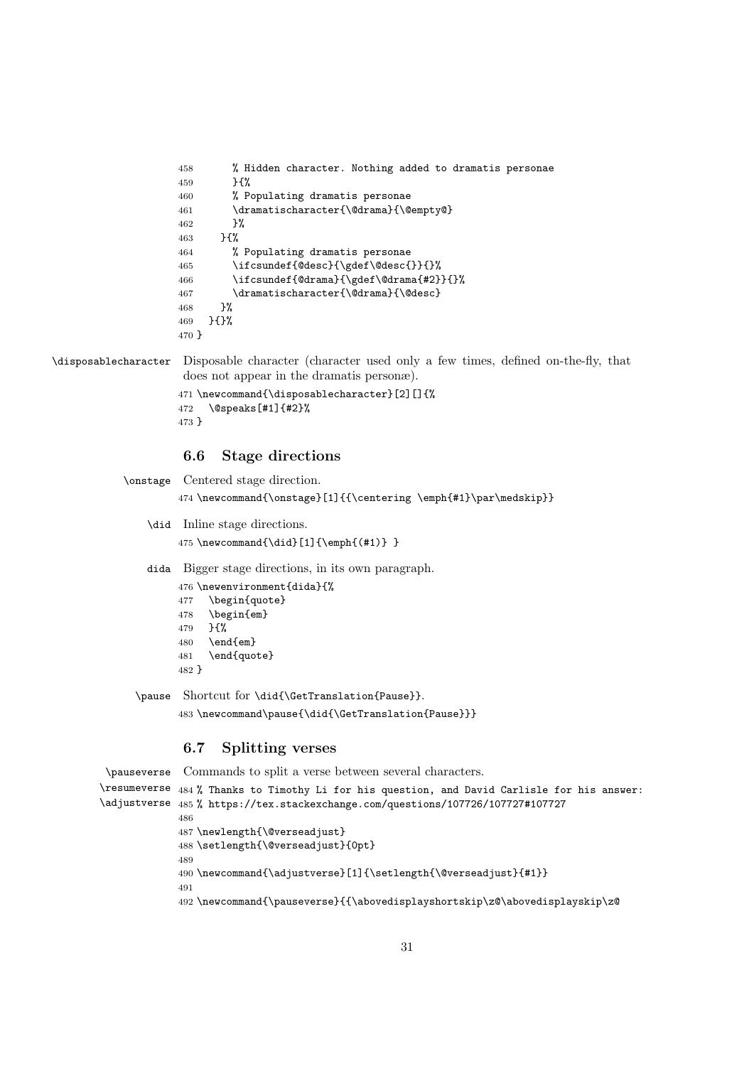```
458       % Hidden character. Nothing added to dramatis personae
459       }{%
460       % Populating dramatis personae
461       \dramatischaracter{\@drama}{\@empty@}
462       }%
463     }{%
464       % Populating dramatis personae
465       \ifcsundef{@desc}{\gdef\@desc{}}{}%
466       \ifcsundef{@drama}{\gdef\@drama{#2}}{}%
467       \dramatischaracter{\@drama}{\@desc}
468     }%
469   }{}%
470 }
```

`\disposablecharacter` Disposable character (character used only a few times, defined on-the-fly, that does not appear in the dramatis personæ).

```
471 \newcommand{\disposablecharacter}[2][]{%
472   \@speaks[#1]{#2}%
473 }
```

## 6.6 Stage directions

`\onstage` Centered stage direction.

```
474 \newcommand{\onstage}[1]{{\centering \emph{#1}\par\medskip}}
```

`\did` Inline stage directions.

```
475 \newcommand{\did}[1]{\emph{(#1)} }
```

`dida` Bigger stage directions, in its own paragraph.

```
476 \newenvironment{dida}{%
477   \begin{quote}
478   \begin{em}
479   }{%
480   \end{em}
481   \end{quote}
482 }
```

`\pause` Shortcut for `\did{\GetTranslation{Pause}}`.

```
483 \newcommand\pause{\did{\GetTranslation{Pause}}}
```

## 6.7 Splitting verses

`\pauseverse` `\resumeverse` `\adjustverse` Commands to split a verse between several characters.

```
484 % Thanks to Timothy Li for his question, and David Carlisle for his answer:
485 % https://tex.stackexchange.com/questions/107726/107727#107727
486
487 \newlength{\@verseadjust}
488 \setlength{\@verseadjust}{0pt}
489
490 \newcommand{\adjustverse}[1]{\setlength{\@verseadjust}{#1}}
491
492 \newcommand{\pauseverse}{{\abovedisplayshortskip\z@\abovedisplayskip\z@
```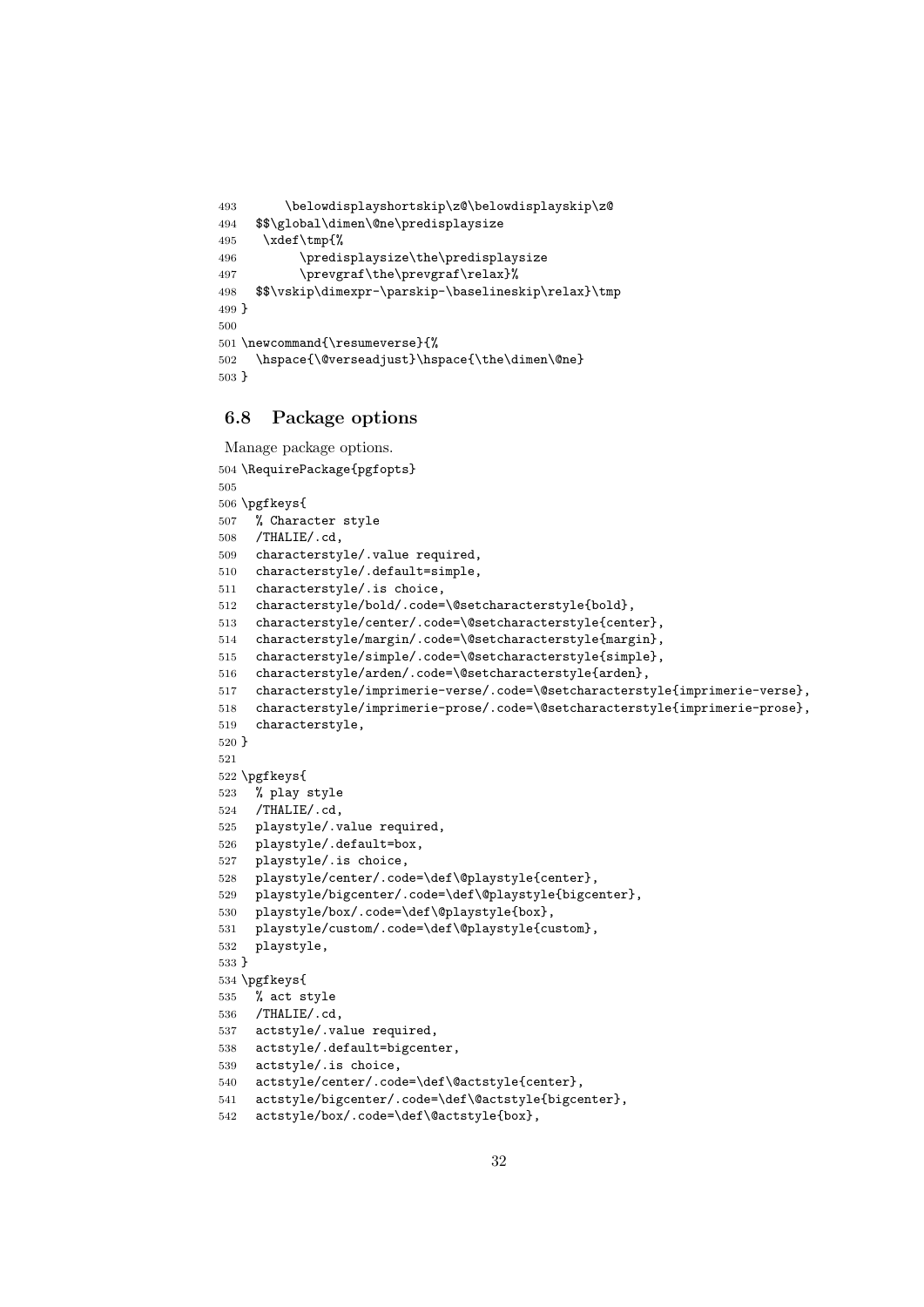```
493      \belowdisplayshortskip\z@\belowdisplayskip\z@
494   $$\global\dimen\@ne\predisplaysize
495    \xdef\tmp{%
496         \predisplaysize\the\predisplaysize
497         \prevgraf\the\prevgraf\relax}%
498   $$\vskip\dimexpr-\parskip-\baselineskip\relax}\tmp
499 }
500
501 \newcommand{\resumeverse}{%
502   \hspace{\@verseadjust}\hspace{\the\dimen\@ne}
503 }
```

## 6.8 Package options

Manage package options.

```
504 \RequirePackage{pgfopts}
505
506 \pgfkeys{
507   % Character style
508   /THALIE/.cd,
509   characterstyle/.value required,
510   characterstyle/.default=simple,
511   characterstyle/.is choice,
512   characterstyle/bold/.code=\@setcharacterstyle{bold},
513   characterstyle/center/.code=\@setcharacterstyle{center},
514   characterstyle/margin/.code=\@setcharacterstyle{margin},
515   characterstyle/simple/.code=\@setcharacterstyle{simple},
516   characterstyle/arden/.code=\@setcharacterstyle{arden},
517   characterstyle/imprimerie-verse/.code=\@setcharacterstyle{imprimerie-verse},
518   characterstyle/imprimerie-prose/.code=\@setcharacterstyle{imprimerie-prose},
519   characterstyle,
520 }
521
522 \pgfkeys{
523   % play style
524   /THALIE/.cd,
525   playstyle/.value required,
526   playstyle/.default=box,
527   playstyle/.is choice,
528   playstyle/center/.code=\def\@playstyle{center},
529   playstyle/bigcenter/.code=\def\@playstyle{bigcenter},
530   playstyle/box/.code=\def\@playstyle{box},
531   playstyle/custom/.code=\def\@playstyle{custom},
532   playstyle,
533 }
534 \pgfkeys{
535   % act style
536   /THALIE/.cd,
537   actstyle/.value required,
538   actstyle/.default=bigcenter,
539   actstyle/.is choice,
540   actstyle/center/.code=\def\@actstyle{center},
541   actstyle/bigcenter/.code=\def\@actstyle{bigcenter},
542   actstyle/box/.code=\def\@actstyle{box},
```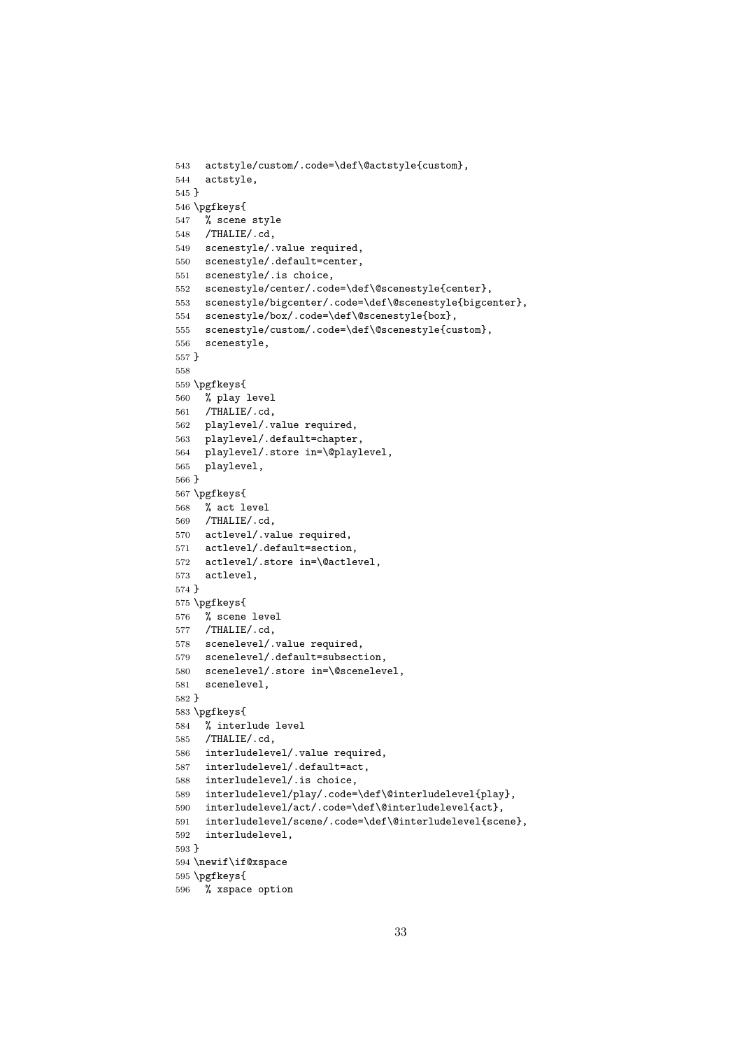```
543   actstyle/custom/.code=\def\@actstyle{custom},
544   actstyle,
545 }
546 \pgfkeys{
547   % scene style
548   /THALIE/.cd,
549   scenestyle/.value required,
550   scenestyle/.default=center,
551   scenestyle/.is choice,
552   scenestyle/center/.code=\def\@scenestyle{center},
553   scenestyle/bigcenter/.code=\def\@scenestyle{bigcenter},
554   scenestyle/box/.code=\def\@scenestyle{box},
555   scenestyle/custom/.code=\def\@scenestyle{custom},
556   scenestyle,
557 }
558
559 \pgfkeys{
560   % play level
561   /THALIE/.cd,
562   playlevel/.value required,
563   playlevel/.default=chapter,
564   playlevel/.store in=\@playlevel,
565   playlevel,
566 }
567 \pgfkeys{
568   % act level
569   /THALIE/.cd,
570   actlevel/.value required,
571   actlevel/.default=section,
572   actlevel/.store in=\@actlevel,
573   actlevel,
574 }
575 \pgfkeys{
576   % scene level
577   /THALIE/.cd,
578   scenelevel/.value required,
579   scenelevel/.default=subsection,
580   scenelevel/.store in=\@scenelevel,
581   scenelevel,
582 }
583 \pgfkeys{
584   % interlude level
585   /THALIE/.cd,
586   interludelevel/.value required,
587   interludelevel/.default=act,
588   interludelevel/.is choice,
589   interludelevel/play/.code=\def\@interludelevel{play},
590   interludelevel/act/.code=\def\@interludelevel{act},
591   interludelevel/scene/.code=\def\@interludelevel{scene},
592   interludelevel,
593 }
594 \newif\if@xspace
595 \pgfkeys{
596   % xspace option
```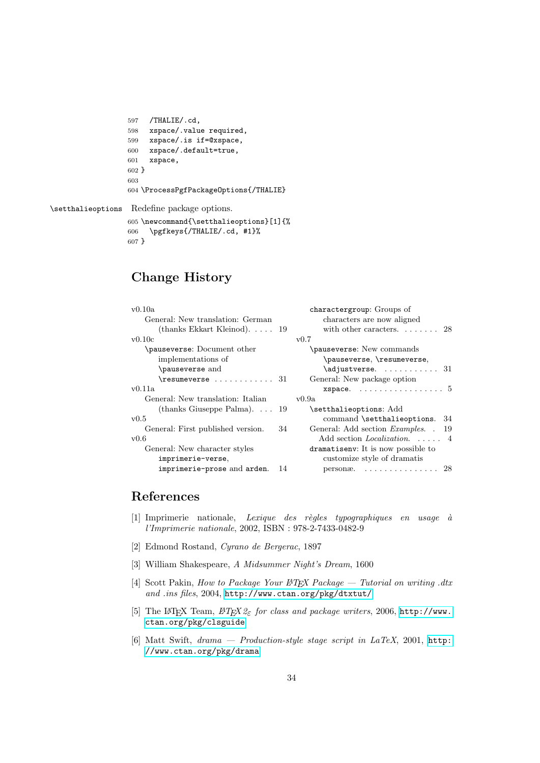```
597   /THALIE/.cd,
598   xspace/.value required,
599   xspace/.is if=@xspace,
600   xspace/.default=true,
601   xspace,
602 }
603
604 \ProcessPgfPackageOptions{/THALIE}
```

`\setthalieoptions` Redefine package options.

```
605 \newcommand{\setthalieoptions}[1]{%
606   \pgfkeys{/THALIE/.cd, #1}%
607 }
```

## Change History

v0.10a
- General: New translation: German (thanks Ekkart Kleinod). . . . . 19

v0.10c
- `\pauseverse`: Document other implementations of `\pauseverse` and `\resumeverse` . . . . . . . . . . . . 31

v0.11a
- General: New translation: Italian (thanks Giuseppe Palma). . . . 19

v0.5
- General: First published version. 34

v0.6
- General: New character styles `imprimerie-verse`, `imprimerie-prose` and `arden`. 14
- `charactergroup`: Groups of characters are now aligned with other caracters. . . . . . . . 28

v0.7
- `\pauseverse`: New commands `\pauseverse`, `\resumeverse`, `\adjustverse`. . . . . . . . . . . . 31
- General: New package option `xspace`. . . . . . . . . . . . . . . . . . 5

v0.9a
- `\setthalieoptions`: Add command `\setthalieoptions`. 34
- General: Add section *Examples*. . 19
  Add section *Localization*. . . . . . 4
- `dramatisenv`: It is now possible to customize style of dramatis personæ. . . . . . . . . . . . . . . . 28

## References

[1] Imprimerie nationale, *Lexique des règles typographiques en usage à l'Imprimerie nationale*, 2002, ISBN : 978-2-7433-0482-9

[2] Edmond Rostand, *Cyrano de Bergerac*, 1897

[3] William Shakespeare, *A Midsummer Night's Dream*, 1600

[4] Scott Pakin, *How to Package Your LaTeX Package — Tutorial on writing .dtx and .ins files*, 2004, http://www.ctan.org/pkg/dtxtut/

[5] The LaTeX Team, *LaTeX2ε for class and package writers*, 2006, http://www.ctan.org/pkg/clsguide

[6] Matt Swift, *drama — Production-style stage script in LaTeX*, 2001, http://www.ctan.org/pkg/drama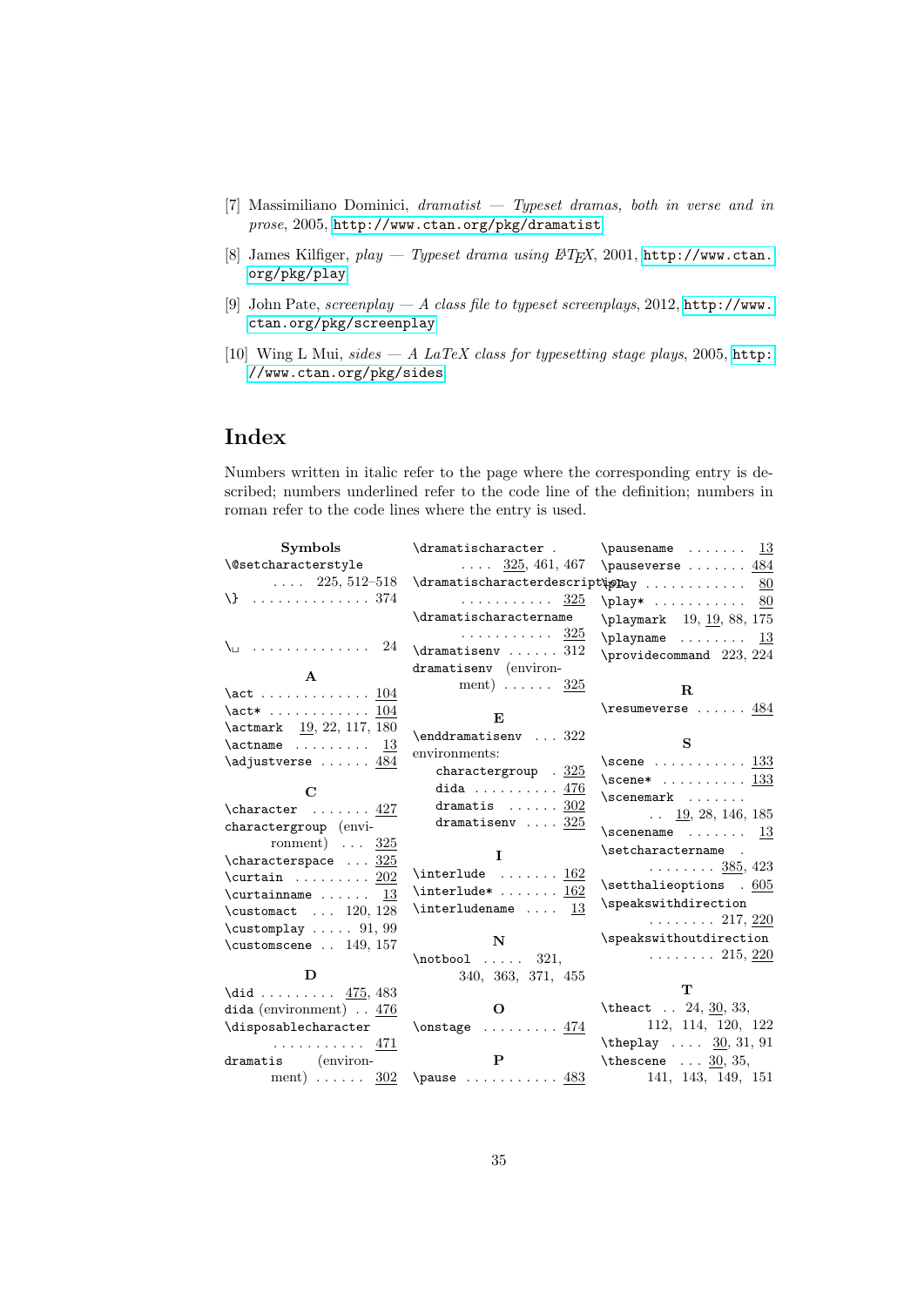[7] Massimiliano Dominici, *dramatist — Typeset dramas, both in verse and in prose*, 2005, http://www.ctan.org/pkg/dramatist

[8] James Kilfiger, *play — Typeset drama using LaTeX*, 2001, http://www.ctan.org/pkg/play

[9] John Pate, *screenplay — A class file to typeset screenplays*, 2012, http://www.ctan.org/pkg/screenplay

[10] Wing L Mui, *sides — A LaTeX class for typesetting stage plays*, 2005, http://www.ctan.org/pkg/sides

# Index

Numbers written in italic refer to the page where the corresponding entry is described; numbers underlined refer to the code line of the definition; numbers in roman refer to the code lines where the entry is used.

**Symbols**

\@setcharacterstyle . . . . 225, 512–518
\} . . . . 374
\␣ . . . . 24

**A**

\act . . . . 104
\act* . . . . 104
\actmark 19, 22, 117, 180
\actname . . . . 13
\adjustverse . . . . 484

**C**

\character . . . . 427
charactergroup (environment) . . . . 325
\characterspace . . . . 325
\curtain . . . . 202
\curtainname . . . . 13
\customact . . . . 120, 128
\customplay . . . . 91, 99
\customscene . . . . 149, 157

**D**

\did . . . . 475, 483
dida (environment) . . . . 476
\disposablecharacter . . . . 471
dramatis (environment) . . . . 302
\dramatischaracter . . . . 325, 461, 467
\dramatischaracterdescription . . . . 325
\dramatischaractername . . . . 325
\dramatisenv . . . . 312
dramatisenv (environment) . . . . 325

**E**

\enddramatisenv . . . . 322
environments:
- charactergroup . . . . 325
- dida . . . . 476
- dramatis . . . . 302
- dramatisenv . . . . 325

**I**

\interlude . . . . 162
\interlude* . . . . 162
\interludename . . . . 13

**N**

\notbool . . . . 321, 340, 363, 371, 455

**O**

\onstage . . . . 474

**P**

\pause . . . . 483
\pausename . . . . 13
\pauseverse . . . . 484
\play . . . . 80
\play* . . . . 80
\playmark 19, 19, 88, 175
\playname . . . . 13
\providecommand 223, 224

**R**

\resumeverse . . . . 484

**S**

\scene . . . . 133
\scene* . . . . 133
\scenemark . . . . 19, 28, 146, 185
\scenename . . . . 13
\setcharactername . . . . 385, 423
\setthalieoptions . . . . 605
\speakswithdirection . . . . 217, 220
\speakswithoutdirection . . . . 215, 220

**T**

\theact . . 24, 30, 33, 112, 114, 120, 122
\theplay . . . . 30, 31, 91
\thescene . . . 30, 35, 141, 143, 149, 151